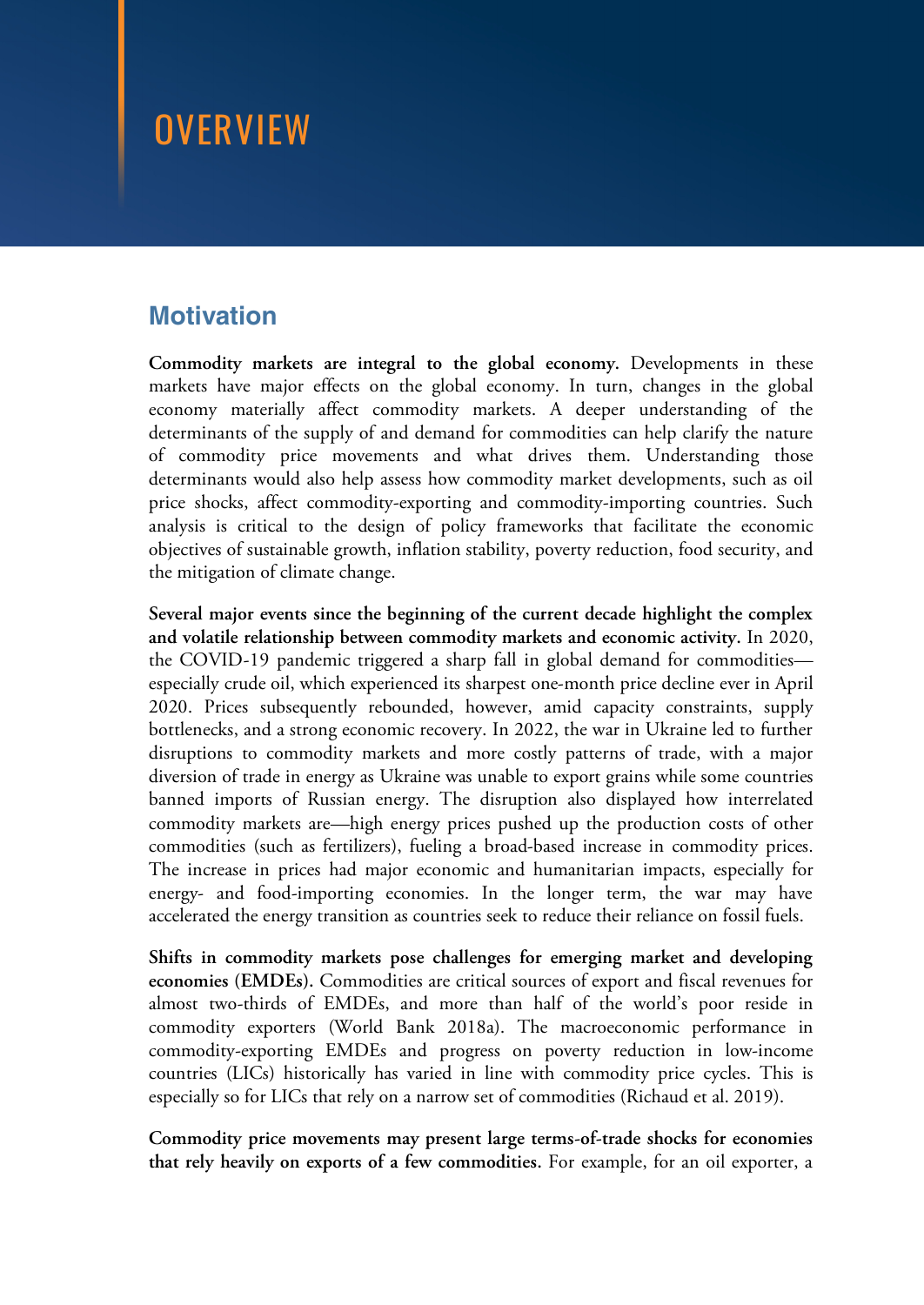# OVERVIEW

## Motivation

**Commodity markets are integral to the global economy.** Developments in these markets have major effects on the global economy. In turn, changes in the global economy materially affect commodity markets. A deeper understanding of the determinants of the supply of and demand for commodities can help clarify the nature of commodity price movements and what drives them. Understanding those determinants would also help assess how commodity market developments, such as oil price shocks, affect commodity-exporting and commodity-importing countries. Such analysis is critical to the design of policy frameworks that facilitate the economic objectives of sustainable growth, inflation stability, poverty reduction, food security, and the mitigation of climate change.

**Several major events since the beginning of the current decade highlight the complex and volatile relationship between commodity markets and economic activity.** In 2020, the COVID-19 pandemic triggered a sharp fall in global demand for commodities—especially crude oil, which experienced its sharpest one-month price decline ever in April 2020. Prices subsequently rebounded, however, amid capacity constraints, supply bottlenecks, and a strong economic recovery. In 2022, the war in Ukraine led to further disruptions to commodity markets and more costly patterns of trade, with a major diversion of trade in energy as Ukraine was unable to export grains while some countries banned imports of Russian energy. The disruption also displayed how interrelated commodity markets are—high energy prices pushed up the production costs of other commodities (such as fertilizers), fueling a broad-based increase in commodity prices. The increase in prices had major economic and humanitarian impacts, especially for energy- and food-importing economies. In the longer term, the war may have accelerated the energy transition as countries seek to reduce their reliance on fossil fuels.

**Shifts in commodity markets pose challenges for emerging market and developing economies (EMDEs).** Commodities are critical sources of export and fiscal revenues for almost two-thirds of EMDEs, and more than half of the world's poor reside in commodity exporters (World Bank 2018a). The macroeconomic performance in commodity-exporting EMDEs and progress on poverty reduction in low-income countries (LICs) historically has varied in line with commodity price cycles. This is especially so for LICs that rely on a narrow set of commodities (Richaud et al. 2019).

**Commodity price movements may present large terms-of-trade shocks for economies that rely heavily on exports of a few commodities.** For example, for an oil exporter, a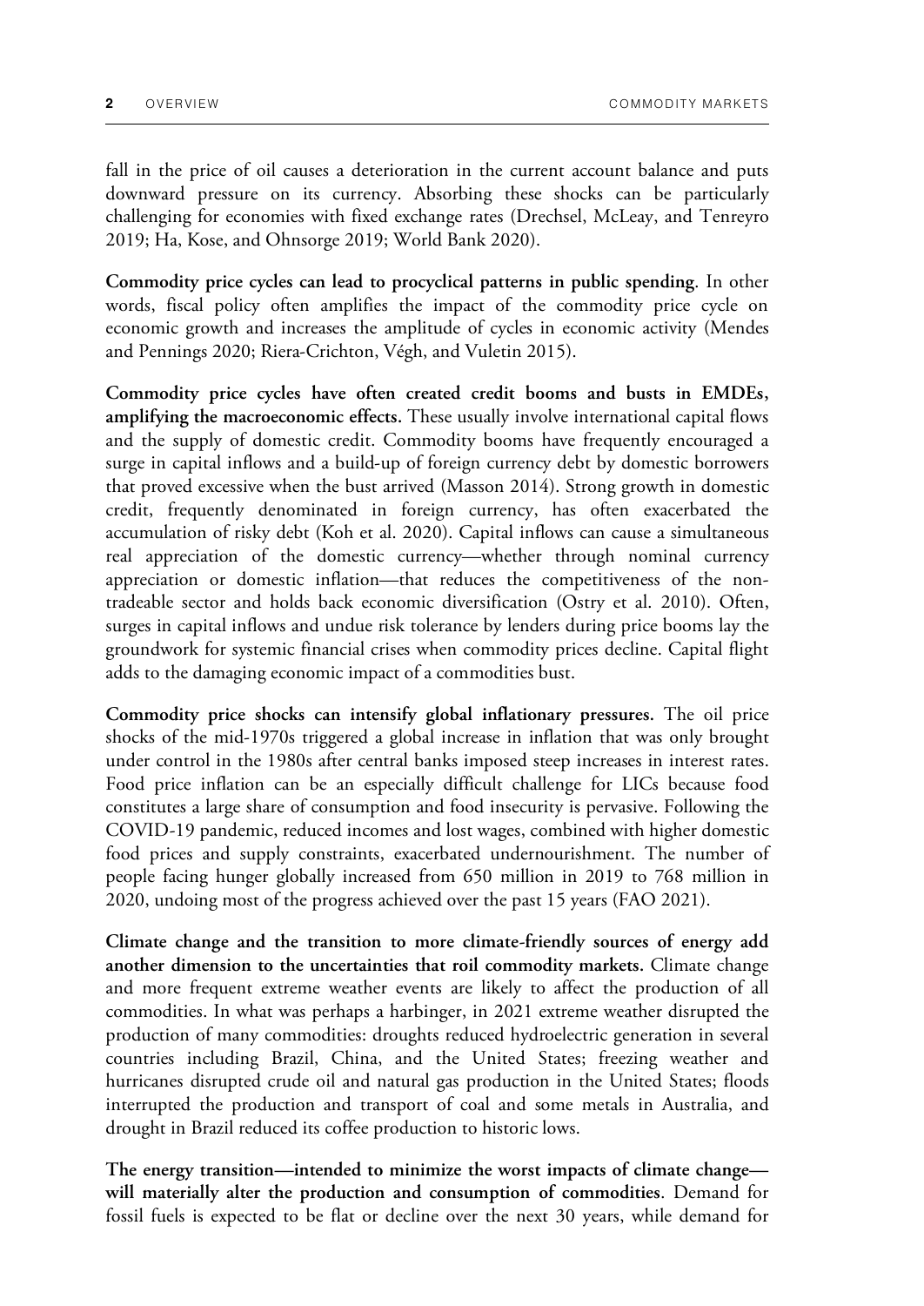fall in the price of oil causes a deterioration in the current account balance and puts downward pressure on its currency. Absorbing these shocks can be particularly challenging for economies with fixed exchange rates (Drechsel, McLeay, and Tenreyro 2019; Ha, Kose, and Ohnsorge 2019; World Bank 2020).

**Commodity price cycles can lead to procyclical patterns in public spending.** In other words, fiscal policy often amplifies the impact of the commodity price cycle on economic growth and increases the amplitude of cycles in economic activity (Mendes and Pennings 2020; Riera-Crichton, Végh, and Vuletin 2015).

**Commodity price cycles have often created credit booms and busts in EMDEs, amplifying the macroeconomic effects.** These usually involve international capital flows and the supply of domestic credit. Commodity booms have frequently encouraged a surge in capital inflows and a build-up of foreign currency debt by domestic borrowers that proved excessive when the bust arrived (Masson 2014). Strong growth in domestic credit, frequently denominated in foreign currency, has often exacerbated the accumulation of risky debt (Koh et al. 2020). Capital inflows can cause a simultaneous real appreciation of the domestic currency—whether through nominal currency appreciation or domestic inflation—that reduces the competitiveness of the non-tradeable sector and holds back economic diversification (Ostry et al. 2010). Often, surges in capital inflows and undue risk tolerance by lenders during price booms lay the groundwork for systemic financial crises when commodity prices decline. Capital flight adds to the damaging economic impact of a commodities bust.

**Commodity price shocks can intensify global inflationary pressures.** The oil price shocks of the mid-1970s triggered a global increase in inflation that was only brought under control in the 1980s after central banks imposed steep increases in interest rates. Food price inflation can be an especially difficult challenge for LICs because food constitutes a large share of consumption and food insecurity is pervasive. Following the COVID-19 pandemic, reduced incomes and lost wages, combined with higher domestic food prices and supply constraints, exacerbated undernourishment. The number of people facing hunger globally increased from 650 million in 2019 to 768 million in 2020, undoing most of the progress achieved over the past 15 years (FAO 2021).

**Climate change and the transition to more climate-friendly sources of energy add another dimension to the uncertainties that roil commodity markets.** Climate change and more frequent extreme weather events are likely to affect the production of all commodities. In what was perhaps a harbinger, in 2021 extreme weather disrupted the production of many commodities: droughts reduced hydroelectric generation in several countries including Brazil, China, and the United States; freezing weather and hurricanes disrupted crude oil and natural gas production in the United States; floods interrupted the production and transport of coal and some metals in Australia, and drought in Brazil reduced its coffee production to historic lows.

**The energy transition—intended to minimize the worst impacts of climate change—will materially alter the production and consumption of commodities**. Demand for fossil fuels is expected to be flat or decline over the next 30 years, while demand for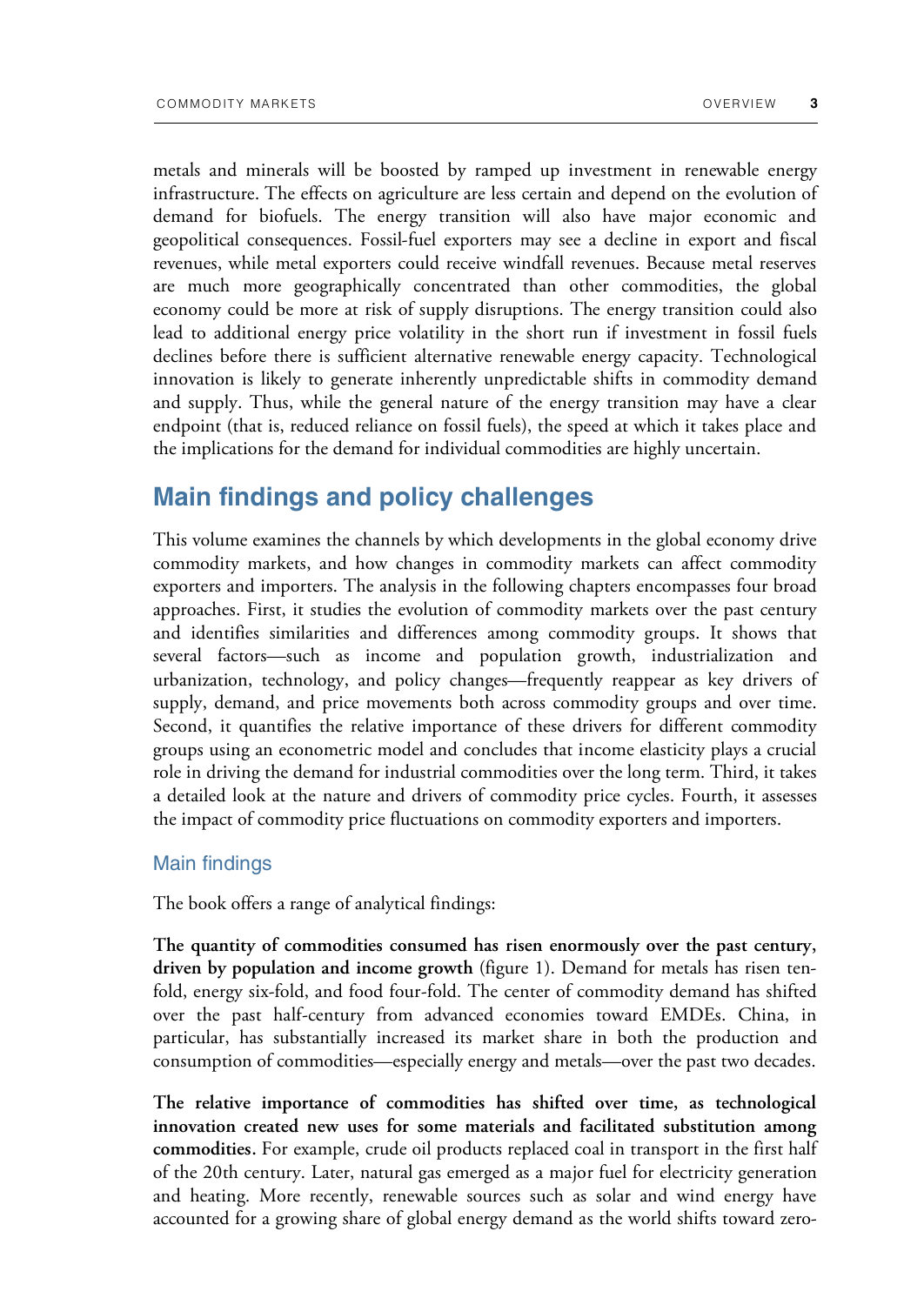metals and minerals will be boosted by ramped up investment in renewable energy infrastructure. The effects on agriculture are less certain and depend on the evolution of demand for biofuels. The energy transition will also have major economic and geopolitical consequences. Fossil-fuel exporters may see a decline in export and fiscal revenues, while metal exporters could receive windfall revenues. Because metal reserves are much more geographically concentrated than other commodities, the global economy could be more at risk of supply disruptions. The energy transition could also lead to additional energy price volatility in the short run if investment in fossil fuels declines before there is sufficient alternative renewable energy capacity. Technological innovation is likely to generate inherently unpredictable shifts in commodity demand and supply. Thus, while the general nature of the energy transition may have a clear endpoint (that is, reduced reliance on fossil fuels), the speed at which it takes place and the implications for the demand for individual commodities are highly uncertain.

## Main findings and policy challenges

This volume examines the channels by which developments in the global economy drive commodity markets, and how changes in commodity markets can affect commodity exporters and importers. The analysis in the following chapters encompasses four broad approaches. First, it studies the evolution of commodity markets over the past century and identifies similarities and differences among commodity groups. It shows that several factors—such as income and population growth, industrialization and urbanization, technology, and policy changes—frequently reappear as key drivers of supply, demand, and price movements both across commodity groups and over time. Second, it quantifies the relative importance of these drivers for different commodity groups using an econometric model and concludes that income elasticity plays a crucial role in driving the demand for industrial commodities over the long term. Third, it takes a detailed look at the nature and drivers of commodity price cycles. Fourth, it assesses the impact of commodity price fluctuations on commodity exporters and importers.

### Main findings

The book offers a range of analytical findings:

**The quantity of commodities consumed has risen enormously over the past century, driven by population and income growth** (figure 1). Demand for metals has risen ten-fold, energy six-fold, and food four-fold. The center of commodity demand has shifted over the past half-century from advanced economies toward EMDEs. China, in particular, has substantially increased its market share in both the production and consumption of commodities—especially energy and metals—over the past two decades.

**The relative importance of commodities has shifted over time, as technological innovation created new uses for some materials and facilitated substitution among commodities.** For example, crude oil products replaced coal in transport in the first half of the 20th century. Later, natural gas emerged as a major fuel for electricity generation and heating. More recently, renewable sources such as solar and wind energy have accounted for a growing share of global energy demand as the world shifts toward zero-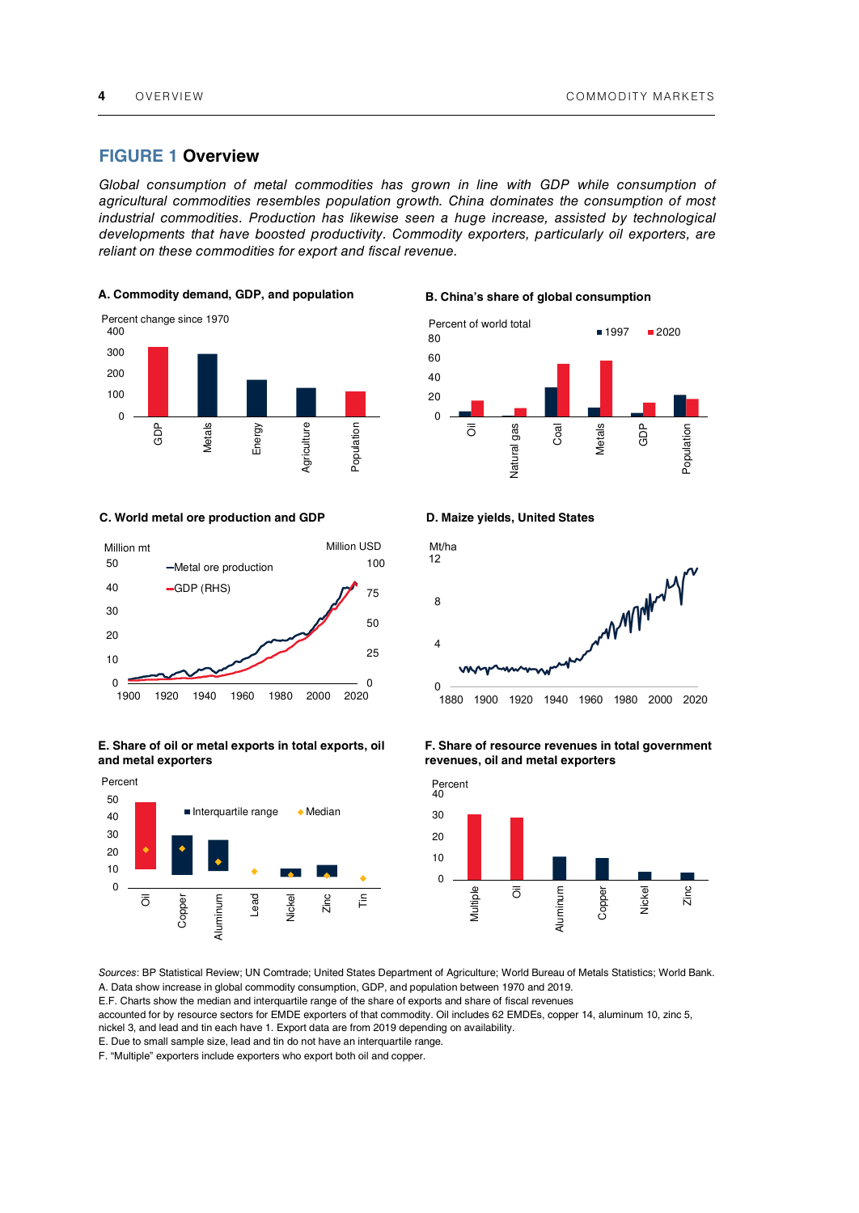## FIGURE 1 Overview

*Global consumption of metal commodities has grown in line with GDP while consumption of agricultural commodities resembles population growth. China dominates the consumption of most industrial commodities. Production has likewise seen a huge increase, assisted by technological developments that have boosted productivity. Commodity exporters, particularly oil exporters, are reliant on these commodities for export and fiscal revenue.*

**A. Commodity demand, GDP, and population**

**B. China's share of global consumption**

**C. World metal ore production and GDP**

**D. Maize yields, United States**

**E. Share of oil or metal exports in total exports, oil and metal exporters**

**F. Share of resource revenues in total government revenues, oil and metal exporters**

*Sources*: BP Statistical Review; UN Comtrade; United States Department of Agriculture; World Bureau of Metals Statistics; World Bank.

A. Data show increase in global commodity consumption, GDP, and population between 1970 and 2019.

E.F. Charts show the median and interquartile range of the share of exports and share of fiscal revenues accounted for by resource sectors for EMDE exporters of that commodity. Oil includes 62 EMDEs, copper 14, aluminum 10, zinc 5, nickel 3, and lead and tin each have 1. Export data are from 2019 depending on availability.

E. Due to small sample size, lead and tin do not have an interquartile range.

F. "Multiple" exporters include exporters who export both oil and copper.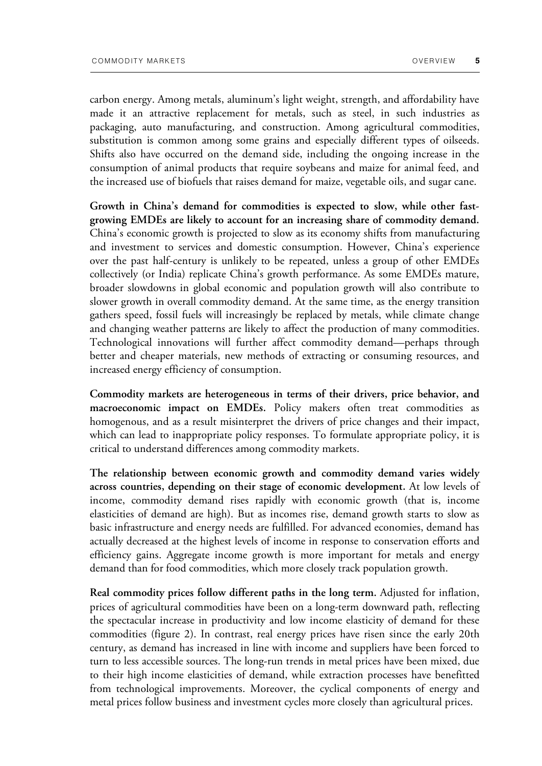carbon energy. Among metals, aluminum's light weight, strength, and affordability have made it an attractive replacement for metals, such as steel, in such industries as packaging, auto manufacturing, and construction. Among agricultural commodities, substitution is common among some grains and especially different types of oilseeds. Shifts also have occurred on the demand side, including the ongoing increase in the consumption of animal products that require soybeans and maize for animal feed, and the increased use of biofuels that raises demand for maize, vegetable oils, and sugar cane.

**Growth in China's demand for commodities is expected to slow, while other fast-growing EMDEs are likely to account for an increasing share of commodity demand.** China's economic growth is projected to slow as its economy shifts from manufacturing and investment to services and domestic consumption. However, China's experience over the past half-century is unlikely to be repeated, unless a group of other EMDEs collectively (or India) replicate China's growth performance. As some EMDEs mature, broader slowdowns in global economic and population growth will also contribute to slower growth in overall commodity demand. At the same time, as the energy transition gathers speed, fossil fuels will increasingly be replaced by metals, while climate change and changing weather patterns are likely to affect the production of many commodities. Technological innovations will further affect commodity demand—perhaps through better and cheaper materials, new methods of extracting or consuming resources, and increased energy efficiency of consumption.

**Commodity markets are heterogeneous in terms of their drivers, price behavior, and macroeconomic impact on EMDEs.** Policy makers often treat commodities as homogenous, and as a result misinterpret the drivers of price changes and their impact, which can lead to inappropriate policy responses. To formulate appropriate policy, it is critical to understand differences among commodity markets.

**The relationship between economic growth and commodity demand varies widely across countries, depending on their stage of economic development.** At low levels of income, commodity demand rises rapidly with economic growth (that is, income elasticities of demand are high). But as incomes rise, demand growth starts to slow as basic infrastructure and energy needs are fulfilled. For advanced economies, demand has actually decreased at the highest levels of income in response to conservation efforts and efficiency gains. Aggregate income growth is more important for metals and energy demand than for food commodities, which more closely track population growth.

**Real commodity prices follow different paths in the long term.** Adjusted for inflation, prices of agricultural commodities have been on a long-term downward path, reflecting the spectacular increase in productivity and low income elasticity of demand for these commodities (figure 2). In contrast, real energy prices have risen since the early 20th century, as demand has increased in line with income and suppliers have been forced to turn to less accessible sources. The long-run trends in metal prices have been mixed, due to their high income elasticities of demand, while extraction processes have benefitted from technological improvements. Moreover, the cyclical components of energy and metal prices follow business and investment cycles more closely than agricultural prices.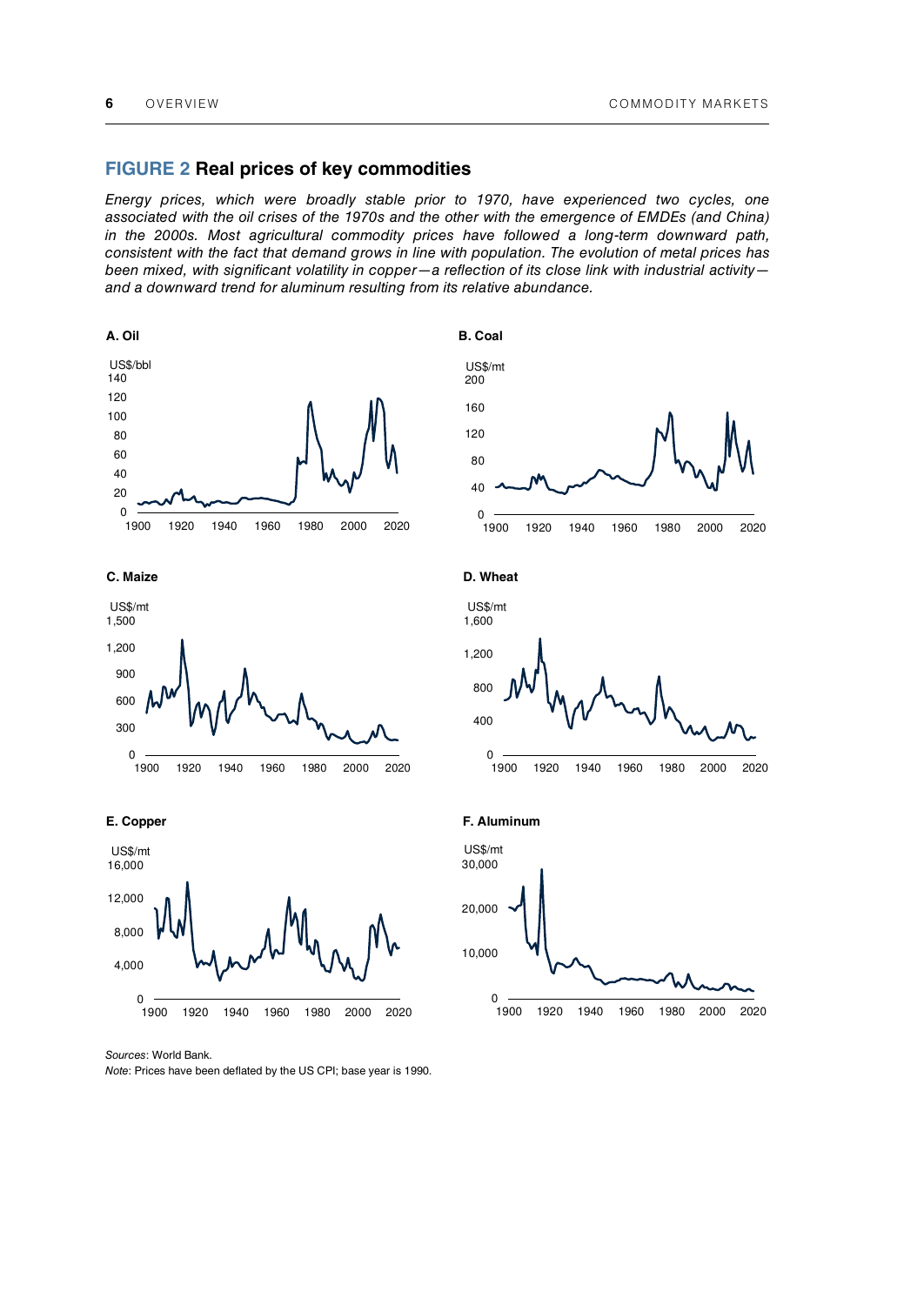## FIGURE 2 Real prices of key commodities

*Energy prices, which were broadly stable prior to 1970, have experienced two cycles, one associated with the oil crises of the 1970s and the other with the emergence of EMDEs (and China) in the 2000s. Most agricultural commodity prices have followed a long-term downward path, consistent with the fact that demand grows in line with population. The evolution of metal prices has been mixed, with significant volatility in copper—a reflection of its close link with industrial activity—and a downward trend for aluminum resulting from its relative abundance.*

**A. Oil**

**B. Coal**

**C. Maize**

**D. Wheat**

**E. Copper**

**F. Aluminum**

*Sources*: World Bank.

*Note*: Prices have been deflated by the US CPI; base year is 1990.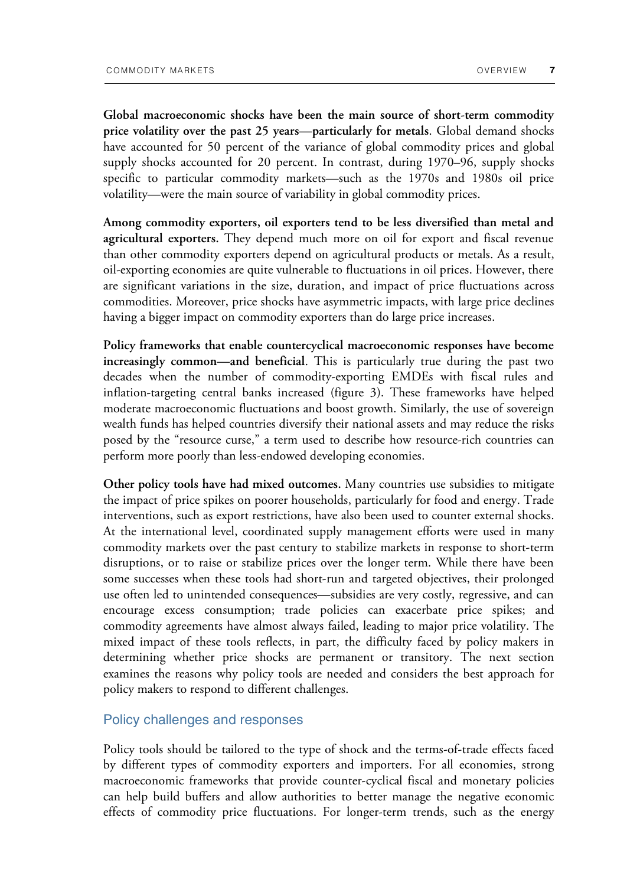**Global macroeconomic shocks have been the main source of short-term commodity price volatility over the past 25 years—particularly for metals**. Global demand shocks have accounted for 50 percent of the variance of global commodity prices and global supply shocks accounted for 20 percent. In contrast, during 1970–96, supply shocks specific to particular commodity markets—such as the 1970s and 1980s oil price volatility—were the main source of variability in global commodity prices.

**Among commodity exporters, oil exporters tend to be less diversified than metal and agricultural exporters.** They depend much more on oil for export and fiscal revenue than other commodity exporters depend on agricultural products or metals. As a result, oil-exporting economies are quite vulnerable to fluctuations in oil prices. However, there are significant variations in the size, duration, and impact of price fluctuations across commodities. Moreover, price shocks have asymmetric impacts, with large price declines having a bigger impact on commodity exporters than do large price increases.

**Policy frameworks that enable countercyclical macroeconomic responses have become increasingly common—and beneficial**. This is particularly true during the past two decades when the number of commodity-exporting EMDEs with fiscal rules and inflation-targeting central banks increased (figure 3). These frameworks have helped moderate macroeconomic fluctuations and boost growth. Similarly, the use of sovereign wealth funds has helped countries diversify their national assets and may reduce the risks posed by the "resource curse," a term used to describe how resource-rich countries can perform more poorly than less-endowed developing economies.

**Other policy tools have had mixed outcomes.** Many countries use subsidies to mitigate the impact of price spikes on poorer households, particularly for food and energy. Trade interventions, such as export restrictions, have also been used to counter external shocks. At the international level, coordinated supply management efforts were used in many commodity markets over the past century to stabilize markets in response to short-term disruptions, or to raise or stabilize prices over the longer term. While there have been some successes when these tools had short-run and targeted objectives, their prolonged use often led to unintended consequences—subsidies are very costly, regressive, and can encourage excess consumption; trade policies can exacerbate price spikes; and commodity agreements have almost always failed, leading to major price volatility. The mixed impact of these tools reflects, in part, the difficulty faced by policy makers in determining whether price shocks are permanent or transitory. The next section examines the reasons why policy tools are needed and considers the best approach for policy makers to respond to different challenges.

## Policy challenges and responses

Policy tools should be tailored to the type of shock and the terms-of-trade effects faced by different types of commodity exporters and importers. For all economies, strong macroeconomic frameworks that provide counter-cyclical fiscal and monetary policies can help build buffers and allow authorities to better manage the negative economic effects of commodity price fluctuations. For longer-term trends, such as the energy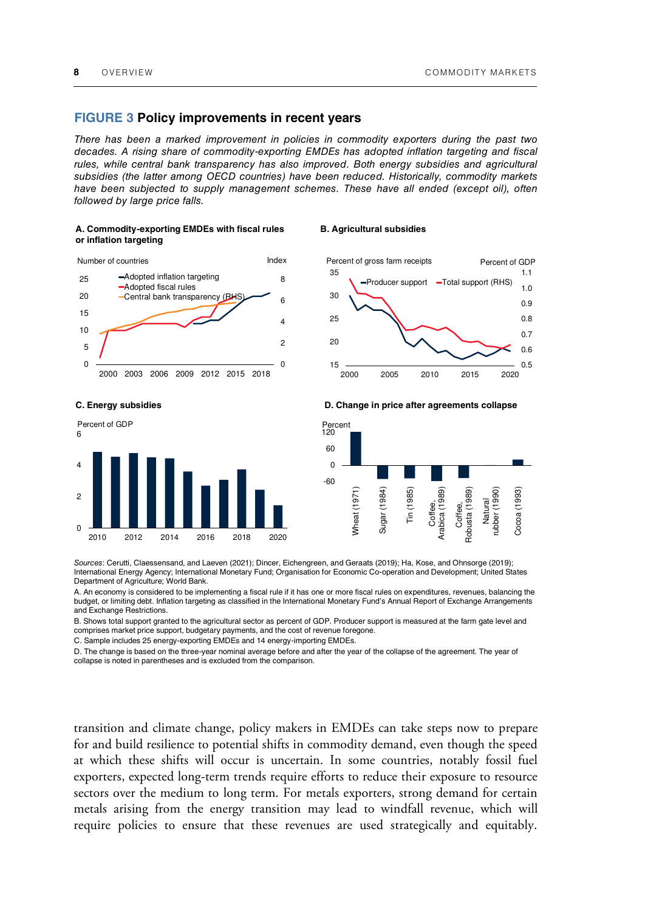## FIGURE 3 Policy improvements in recent years

*There has been a marked improvement in policies in commodity exporters during the past two decades. A rising share of commodity-exporting EMDEs has adopted inflation targeting and fiscal rules, while central bank transparency has also improved. Both energy subsidies and agricultural subsidies (the latter among OECD countries) have been reduced. Historically, commodity markets have been subjected to supply management schemes. These have all ended (except oil), often followed by large price falls.*

**A. Commodity-exporting EMDEs with fiscal rules or inflation targeting**

**B. Agricultural subsidies**

**C. Energy subsidies**

**D. Change in price after agreements collapse**

*Sources*: Cerutti, Claessensand, and Laeven (2021); Dincer, Eichengreen, and Geraats (2019); Ha, Kose, and Ohnsorge (2019); International Energy Agency; International Monetary Fund; Organisation for Economic Co-operation and Development; United States Department of Agriculture; World Bank.

A. An economy is considered to be implementing a fiscal rule if it has one or more fiscal rules on expenditures, revenues, balancing the budget, or limiting debt. Inflation targeting as classified in the International Monetary Fund's Annual Report of Exchange Arrangements and Exchange Restrictions.

B. Shows total support granted to the agricultural sector as percent of GDP. Producer support is measured at the farm gate level and comprises market price support, budgetary payments, and the cost of revenue foregone.

C. Sample includes 25 energy-exporting EMDEs and 14 energy-importing EMDEs.

D. The change is based on the three-year nominal average before and after the year of the collapse of the agreement. The year of collapse is noted in parentheses and is excluded from the comparison.

transition and climate change, policy makers in EMDEs can take steps now to prepare for and build resilience to potential shifts in commodity demand, even though the speed at which these shifts will occur is uncertain. In some countries, notably fossil fuel exporters, expected long-term trends require efforts to reduce their exposure to resource sectors over the medium to long term. For metals exporters, strong demand for certain metals arising from the energy transition may lead to windfall revenue, which will require policies to ensure that these revenues are used strategically and equitably.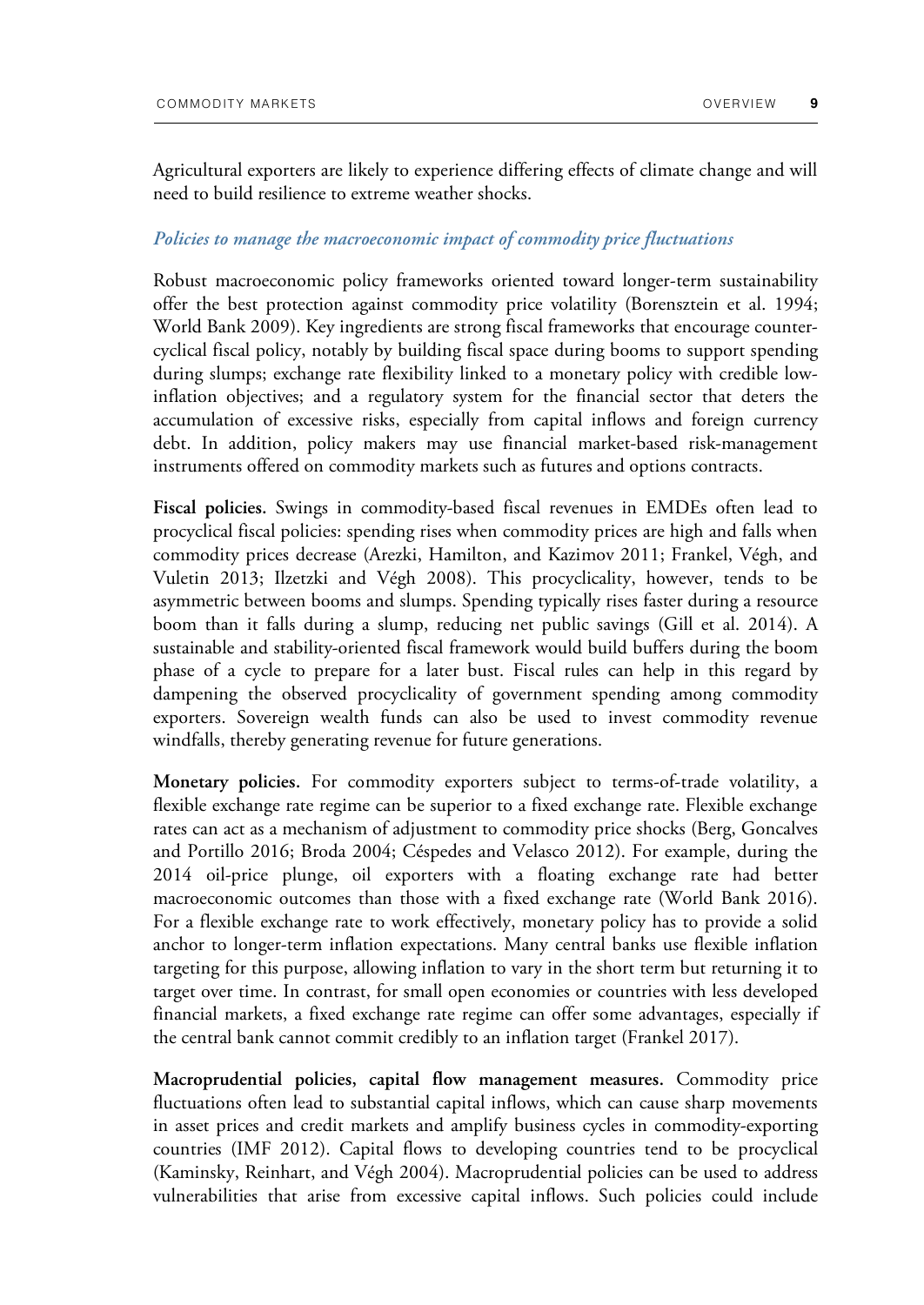Agricultural exporters are likely to experience differing effects of climate change and will need to build resilience to extreme weather shocks.

### *Policies to manage the macroeconomic impact of commodity price fluctuations*

Robust macroeconomic policy frameworks oriented toward longer-term sustainability offer the best protection against commodity price volatility (Borensztein et al. 1994; World Bank 2009). Key ingredients are strong fiscal frameworks that encourage countercyclical fiscal policy, notably by building fiscal space during booms to support spending during slumps; exchange rate flexibility linked to a monetary policy with credible low-inflation objectives; and a regulatory system for the financial sector that deters the accumulation of excessive risks, especially from capital inflows and foreign currency debt. In addition, policy makers may use financial market-based risk-management instruments offered on commodity markets such as futures and options contracts.

**Fiscal policies.** Swings in commodity-based fiscal revenues in EMDEs often lead to procyclical fiscal policies: spending rises when commodity prices are high and falls when commodity prices decrease (Arezki, Hamilton, and Kazimov 2011; Frankel, Végh, and Vuletin 2013; Ilzetzki and Végh 2008). This procyclicality, however, tends to be asymmetric between booms and slumps. Spending typically rises faster during a resource boom than it falls during a slump, reducing net public savings (Gill et al. 2014). A sustainable and stability-oriented fiscal framework would build buffers during the boom phase of a cycle to prepare for a later bust. Fiscal rules can help in this regard by dampening the observed procyclicality of government spending among commodity exporters. Sovereign wealth funds can also be used to invest commodity revenue windfalls, thereby generating revenue for future generations.

**Monetary policies.** For commodity exporters subject to terms-of-trade volatility, a flexible exchange rate regime can be superior to a fixed exchange rate. Flexible exchange rates can act as a mechanism of adjustment to commodity price shocks (Berg, Goncalves and Portillo 2016; Broda 2004; Céspedes and Velasco 2012). For example, during the 2014 oil-price plunge, oil exporters with a floating exchange rate had better macroeconomic outcomes than those with a fixed exchange rate (World Bank 2016). For a flexible exchange rate to work effectively, monetary policy has to provide a solid anchor to longer-term inflation expectations. Many central banks use flexible inflation targeting for this purpose, allowing inflation to vary in the short term but returning it to target over time. In contrast, for small open economies or countries with less developed financial markets, a fixed exchange rate regime can offer some advantages, especially if the central bank cannot commit credibly to an inflation target (Frankel 2017).

**Macroprudential policies, capital flow management measures.** Commodity price fluctuations often lead to substantial capital inflows, which can cause sharp movements in asset prices and credit markets and amplify business cycles in commodity-exporting countries (IMF 2012). Capital flows to developing countries tend to be procyclical (Kaminsky, Reinhart, and Végh 2004). Macroprudential policies can be used to address vulnerabilities that arise from excessive capital inflows. Such policies could include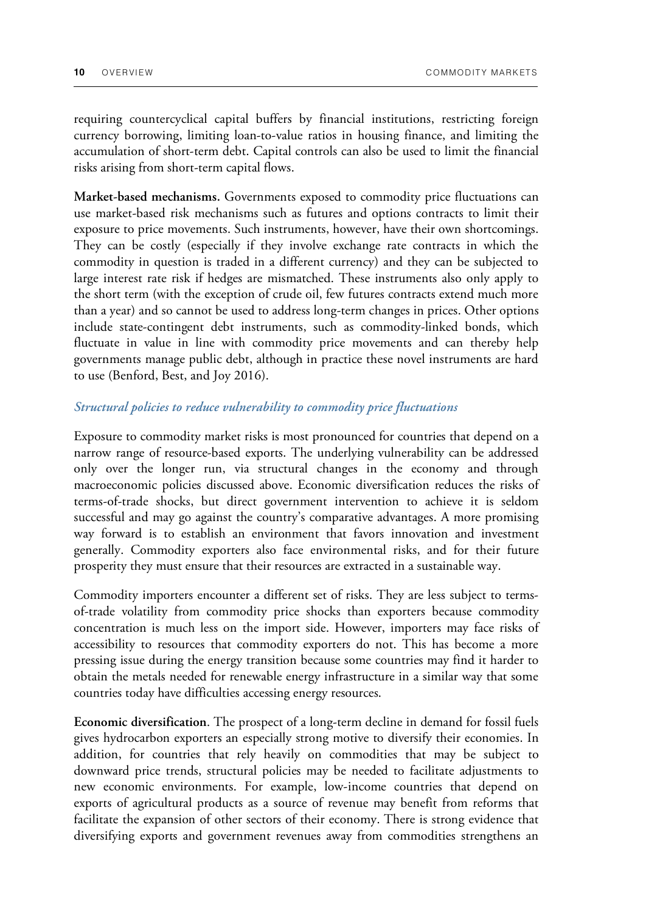requiring countercyclical capital buffers by financial institutions, restricting foreign currency borrowing, limiting loan-to-value ratios in housing finance, and limiting the accumulation of short-term debt. Capital controls can also be used to limit the financial risks arising from short-term capital flows.

**Market-based mechanisms.** Governments exposed to commodity price fluctuations can use market-based risk mechanisms such as futures and options contracts to limit their exposure to price movements. Such instruments, however, have their own shortcomings. They can be costly (especially if they involve exchange rate contracts in which the commodity in question is traded in a different currency) and they can be subjected to large interest rate risk if hedges are mismatched. These instruments also only apply to the short term (with the exception of crude oil, few futures contracts extend much more than a year) and so cannot be used to address long-term changes in prices. Other options include state-contingent debt instruments, such as commodity-linked bonds, which fluctuate in value in line with commodity price movements and can thereby help governments manage public debt, although in practice these novel instruments are hard to use (Benford, Best, and Joy 2016).

### *Structural policies to reduce vulnerability to commodity price fluctuations*

Exposure to commodity market risks is most pronounced for countries that depend on a narrow range of resource-based exports. The underlying vulnerability can be addressed only over the longer run, via structural changes in the economy and through macroeconomic policies discussed above. Economic diversification reduces the risks of terms-of-trade shocks, but direct government intervention to achieve it is seldom successful and may go against the country's comparative advantages. A more promising way forward is to establish an environment that favors innovation and investment generally. Commodity exporters also face environmental risks, and for their future prosperity they must ensure that their resources are extracted in a sustainable way.

Commodity importers encounter a different set of risks. They are less subject to terms-of-trade volatility from commodity price shocks than exporters because commodity concentration is much less on the import side. However, importers may face risks of accessibility to resources that commodity exporters do not. This has become a more pressing issue during the energy transition because some countries may find it harder to obtain the metals needed for renewable energy infrastructure in a similar way that some countries today have difficulties accessing energy resources.

**Economic diversification**. The prospect of a long-term decline in demand for fossil fuels gives hydrocarbon exporters an especially strong motive to diversify their economies. In addition, for countries that rely heavily on commodities that may be subject to downward price trends, structural policies may be needed to facilitate adjustments to new economic environments. For example, low-income countries that depend on exports of agricultural products as a source of revenue may benefit from reforms that facilitate the expansion of other sectors of their economy. There is strong evidence that diversifying exports and government revenues away from commodities strengthens an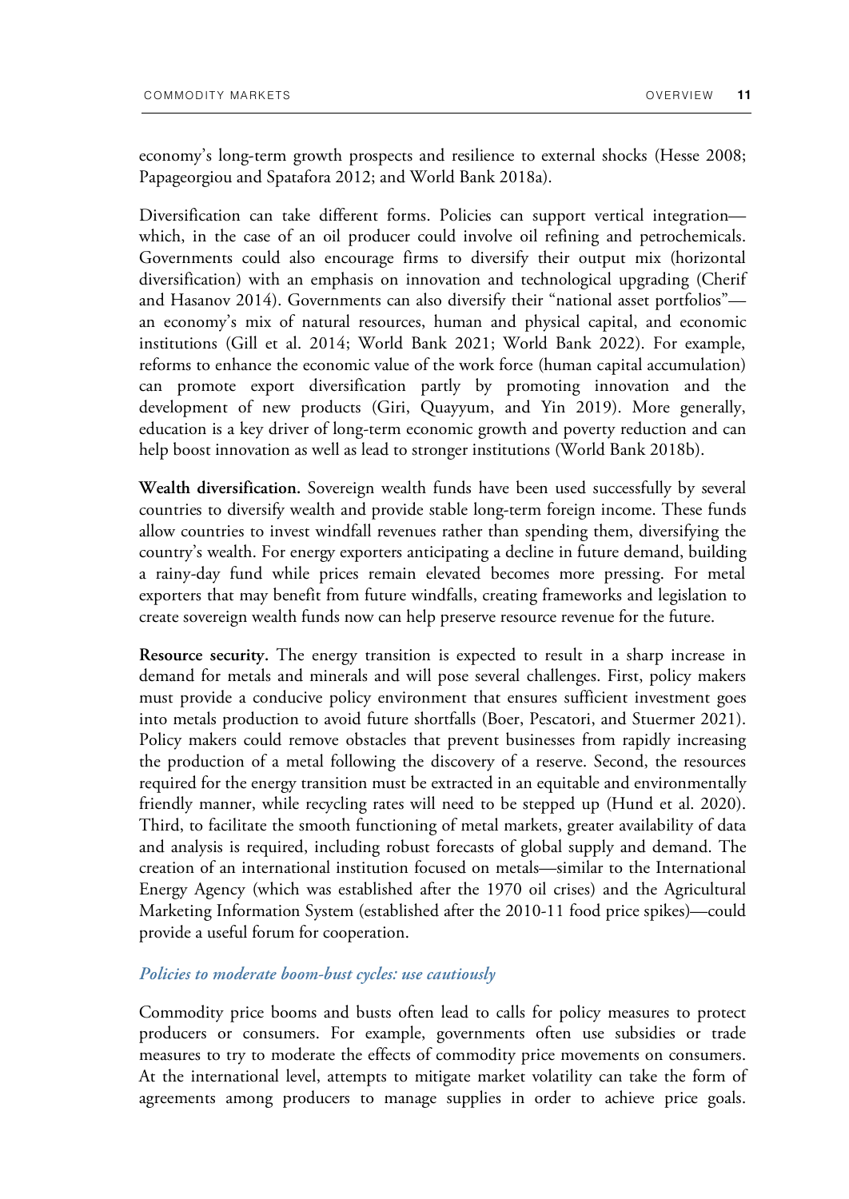economy's long-term growth prospects and resilience to external shocks (Hesse 2008; Papageorgiou and Spatafora 2012; and World Bank 2018a).

Diversification can take different forms. Policies can support vertical integration—which, in the case of an oil producer could involve oil refining and petrochemicals. Governments could also encourage firms to diversify their output mix (horizontal diversification) with an emphasis on innovation and technological upgrading (Cherif and Hasanov 2014). Governments can also diversify their "national asset portfolios"—an economy's mix of natural resources, human and physical capital, and economic institutions (Gill et al. 2014; World Bank 2021; World Bank 2022). For example, reforms to enhance the economic value of the work force (human capital accumulation) can promote export diversification partly by promoting innovation and the development of new products (Giri, Quayyum, and Yin 2019). More generally, education is a key driver of long-term economic growth and poverty reduction and can help boost innovation as well as lead to stronger institutions (World Bank 2018b).

**Wealth diversification.** Sovereign wealth funds have been used successfully by several countries to diversify wealth and provide stable long-term foreign income. These funds allow countries to invest windfall revenues rather than spending them, diversifying the country's wealth. For energy exporters anticipating a decline in future demand, building a rainy-day fund while prices remain elevated becomes more pressing. For metal exporters that may benefit from future windfalls, creating frameworks and legislation to create sovereign wealth funds now can help preserve resource revenue for the future.

**Resource security.** The energy transition is expected to result in a sharp increase in demand for metals and minerals and will pose several challenges. First, policy makers must provide a conducive policy environment that ensures sufficient investment goes into metals production to avoid future shortfalls (Boer, Pescatori, and Stuermer 2021). Policy makers could remove obstacles that prevent businesses from rapidly increasing the production of a metal following the discovery of a reserve. Second, the resources required for the energy transition must be extracted in an equitable and environmentally friendly manner, while recycling rates will need to be stepped up (Hund et al. 2020). Third, to facilitate the smooth functioning of metal markets, greater availability of data and analysis is required, including robust forecasts of global supply and demand. The creation of an international institution focused on metals—similar to the International Energy Agency (which was established after the 1970 oil crises) and the Agricultural Marketing Information System (established after the 2010-11 food price spikes)—could provide a useful forum for cooperation.

### *Policies to moderate boom-bust cycles: use cautiously*

Commodity price booms and busts often lead to calls for policy measures to protect producers or consumers. For example, governments often use subsidies or trade measures to try to moderate the effects of commodity price movements on consumers. At the international level, attempts to mitigate market volatility can take the form of agreements among producers to manage supplies in order to achieve price goals.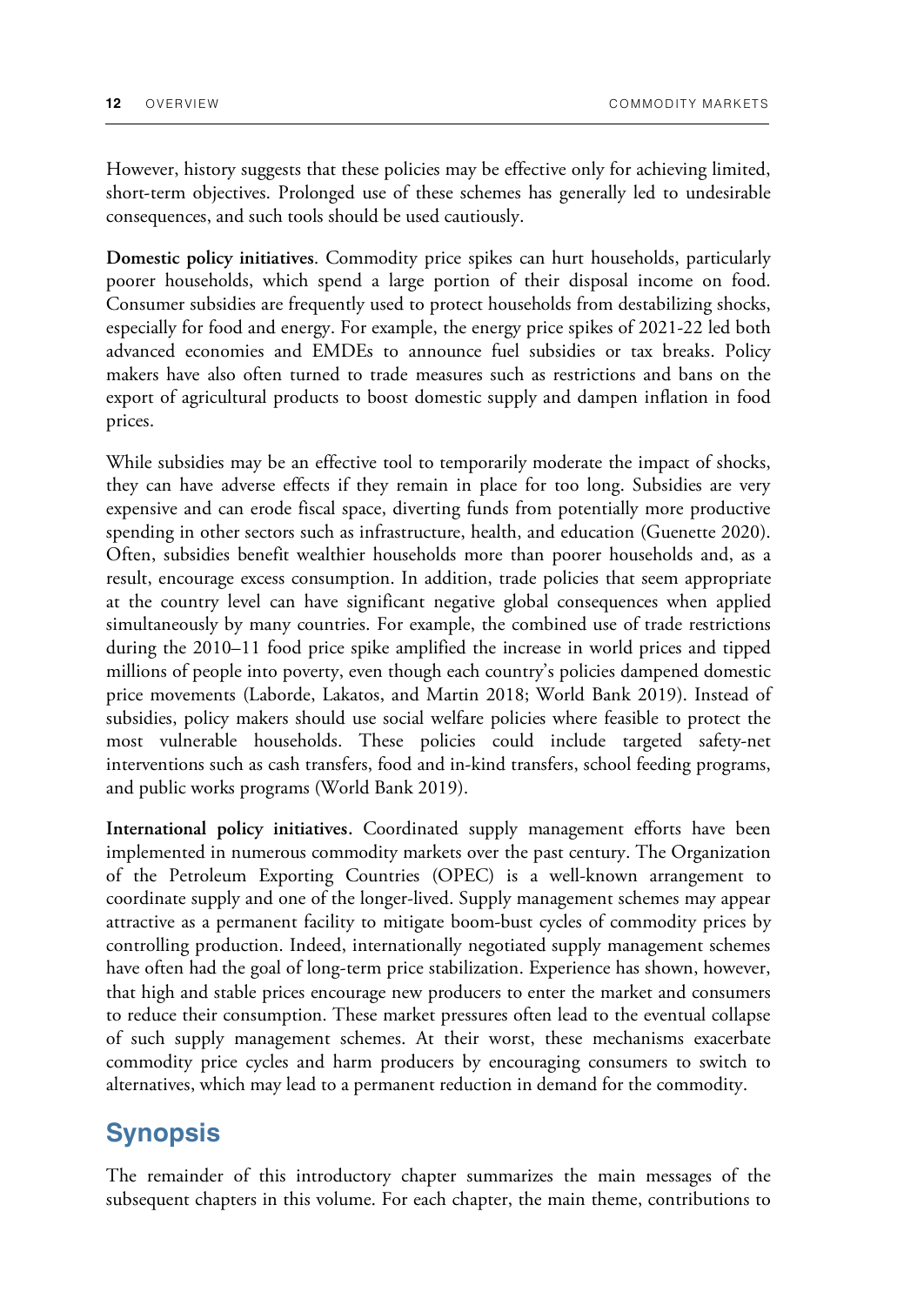However, history suggests that these policies may be effective only for achieving limited, short-term objectives. Prolonged use of these schemes has generally led to undesirable consequences, and such tools should be used cautiously.

**Domestic policy initiatives**. Commodity price spikes can hurt households, particularly poorer households, which spend a large portion of their disposal income on food. Consumer subsidies are frequently used to protect households from destabilizing shocks, especially for food and energy. For example, the energy price spikes of 2021-22 led both advanced economies and EMDEs to announce fuel subsidies or tax breaks. Policy makers have also often turned to trade measures such as restrictions and bans on the export of agricultural products to boost domestic supply and dampen inflation in food prices.

While subsidies may be an effective tool to temporarily moderate the impact of shocks, they can have adverse effects if they remain in place for too long. Subsidies are very expensive and can erode fiscal space, diverting funds from potentially more productive spending in other sectors such as infrastructure, health, and education (Guenette 2020). Often, subsidies benefit wealthier households more than poorer households and, as a result, encourage excess consumption. In addition, trade policies that seem appropriate at the country level can have significant negative global consequences when applied simultaneously by many countries. For example, the combined use of trade restrictions during the 2010–11 food price spike amplified the increase in world prices and tipped millions of people into poverty, even though each country's policies dampened domestic price movements (Laborde, Lakatos, and Martin 2018; World Bank 2019). Instead of subsidies, policy makers should use social welfare policies where feasible to protect the most vulnerable households. These policies could include targeted safety-net interventions such as cash transfers, food and in-kind transfers, school feeding programs, and public works programs (World Bank 2019).

**International policy initiatives.** Coordinated supply management efforts have been implemented in numerous commodity markets over the past century. The Organization of the Petroleum Exporting Countries (OPEC) is a well-known arrangement to coordinate supply and one of the longer-lived. Supply management schemes may appear attractive as a permanent facility to mitigate boom-bust cycles of commodity prices by controlling production. Indeed, internationally negotiated supply management schemes have often had the goal of long-term price stabilization. Experience has shown, however, that high and stable prices encourage new producers to enter the market and consumers to reduce their consumption. These market pressures often lead to the eventual collapse of such supply management schemes. At their worst, these mechanisms exacerbate commodity price cycles and harm producers by encouraging consumers to switch to alternatives, which may lead to a permanent reduction in demand for the commodity.

## Synopsis

The remainder of this introductory chapter summarizes the main messages of the subsequent chapters in this volume. For each chapter, the main theme, contributions to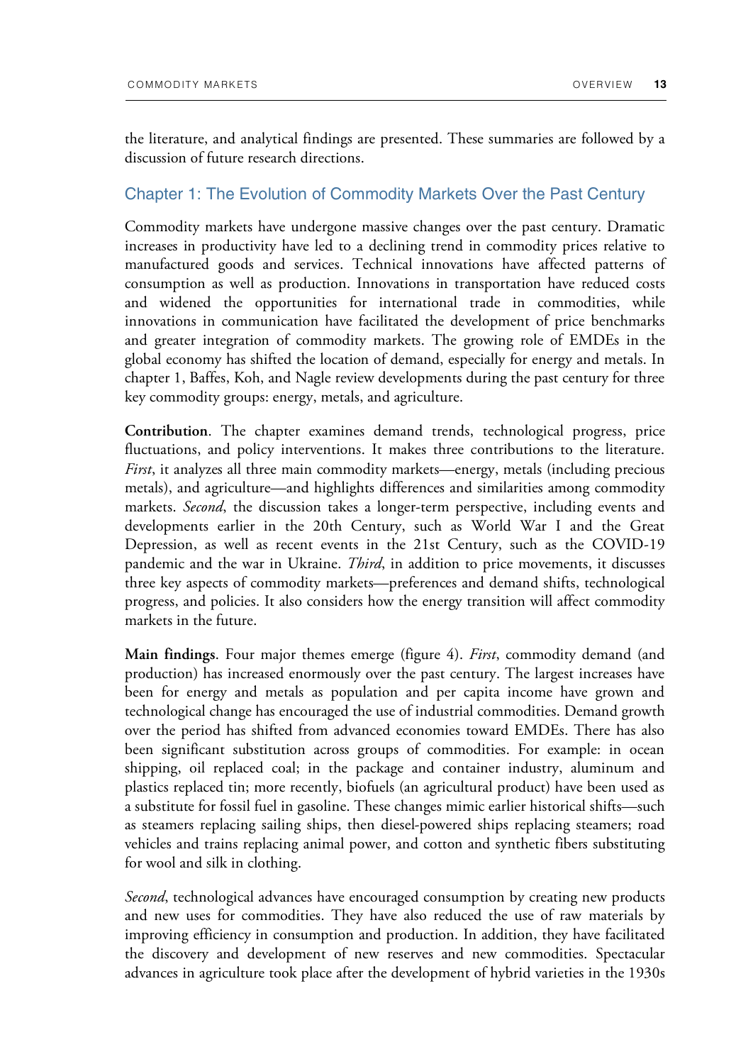the literature, and analytical findings are presented. These summaries are followed by a discussion of future research directions.

## Chapter 1: The Evolution of Commodity Markets Over the Past Century

Commodity markets have undergone massive changes over the past century. Dramatic increases in productivity have led to a declining trend in commodity prices relative to manufactured goods and services. Technical innovations have affected patterns of consumption as well as production. Innovations in transportation have reduced costs and widened the opportunities for international trade in commodities, while innovations in communication have facilitated the development of price benchmarks and greater integration of commodity markets. The growing role of EMDEs in the global economy has shifted the location of demand, especially for energy and metals. In chapter 1, Baffes, Koh, and Nagle review developments during the past century for three key commodity groups: energy, metals, and agriculture.

**Contribution**. The chapter examines demand trends, technological progress, price fluctuations, and policy interventions. It makes three contributions to the literature. *First*, it analyzes all three main commodity markets—energy, metals (including precious metals), and agriculture—and highlights differences and similarities among commodity markets. *Second*, the discussion takes a longer-term perspective, including events and developments earlier in the 20th Century, such as World War I and the Great Depression, as well as recent events in the 21st Century, such as the COVID-19 pandemic and the war in Ukraine. *Third*, in addition to price movements, it discusses three key aspects of commodity markets—preferences and demand shifts, technological progress, and policies. It also considers how the energy transition will affect commodity markets in the future.

**Main findings**. Four major themes emerge (figure 4). *First*, commodity demand (and production) has increased enormously over the past century. The largest increases have been for energy and metals as population and per capita income have grown and technological change has encouraged the use of industrial commodities. Demand growth over the period has shifted from advanced economies toward EMDEs. There has also been significant substitution across groups of commodities. For example: in ocean shipping, oil replaced coal; in the package and container industry, aluminum and plastics replaced tin; more recently, biofuels (an agricultural product) have been used as a substitute for fossil fuel in gasoline. These changes mimic earlier historical shifts—such as steamers replacing sailing ships, then diesel-powered ships replacing steamers; road vehicles and trains replacing animal power, and cotton and synthetic fibers substituting for wool and silk in clothing.

*Second*, technological advances have encouraged consumption by creating new products and new uses for commodities. They have also reduced the use of raw materials by improving efficiency in consumption and production. In addition, they have facilitated the discovery and development of new reserves and new commodities. Spectacular advances in agriculture took place after the development of hybrid varieties in the 1930s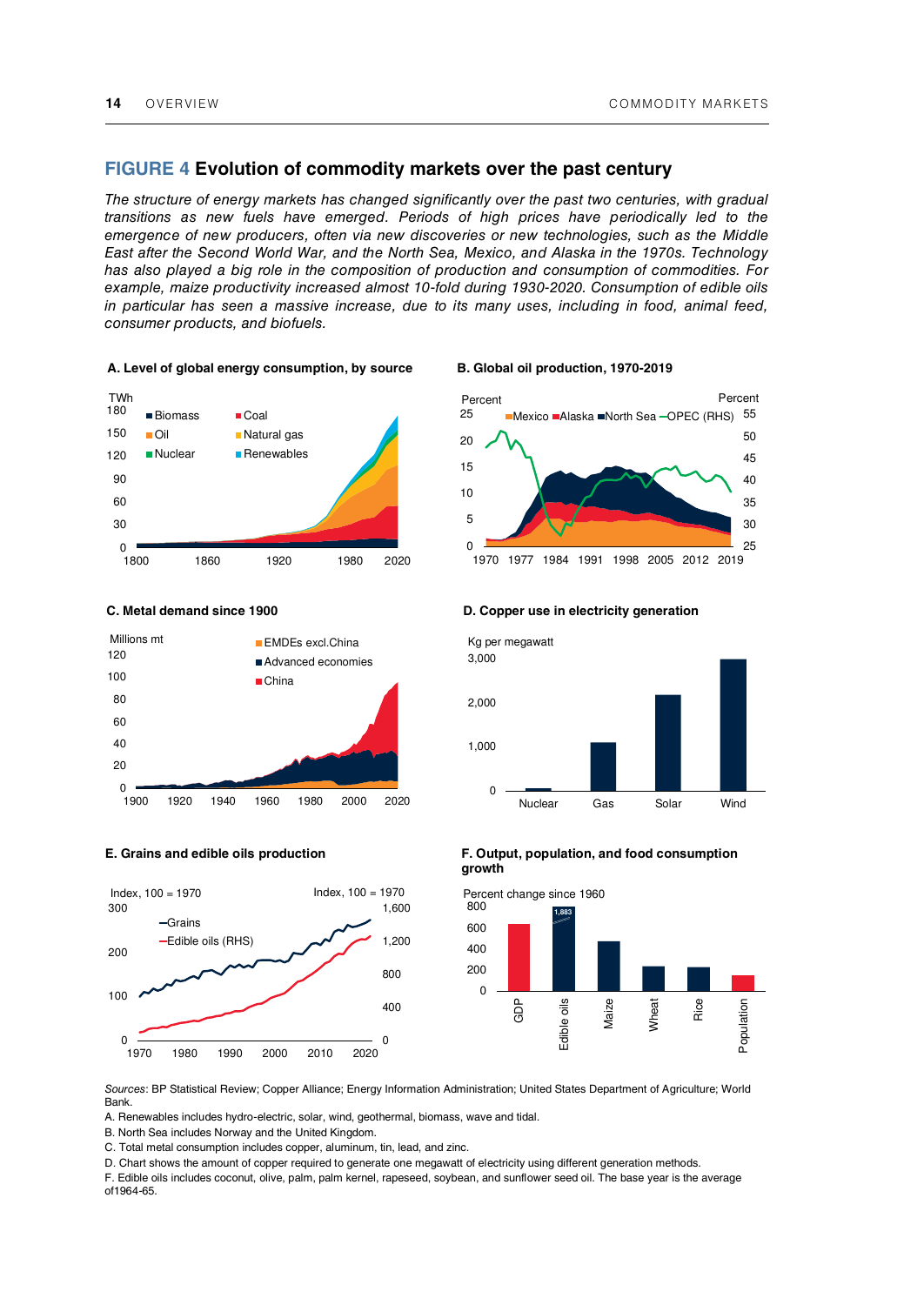## FIGURE 4 Evolution of commodity markets over the past century

*The structure of energy markets has changed significantly over the past two centuries, with gradual transitions as new fuels have emerged. Periods of high prices have periodically led to the emergence of new producers, often via new discoveries or new technologies, such as the Middle East after the Second World War, and the North Sea, Mexico, and Alaska in the 1970s. Technology has also played a big role in the composition of production and consumption of commodities. For example, maize productivity increased almost 10-fold during 1930-2020. Consumption of edible oils in particular has seen a massive increase, due to its many uses, including in food, animal feed, consumer products, and biofuels.*

**A. Level of global energy consumption, by source**

**B. Global oil production, 1970-2019**

**C. Metal demand since 1900**

**D. Copper use in electricity generation**

**E. Grains and edible oils production**

**F. Output, population, and food consumption growth**

*Sources*: BP Statistical Review; Copper Alliance; Energy Information Administration; United States Department of Agriculture; World Bank.

A. Renewables includes hydro-electric, solar, wind, geothermal, biomass, wave and tidal.

B. North Sea includes Norway and the United Kingdom.

C. Total metal consumption includes copper, aluminum, tin, lead, and zinc.

D. Chart shows the amount of copper required to generate one megawatt of electricity using different generation methods.

F. Edible oils includes coconut, olive, palm, palm kernel, rapeseed, soybean, and sunflower seed oil. The base year is the average of1964-65.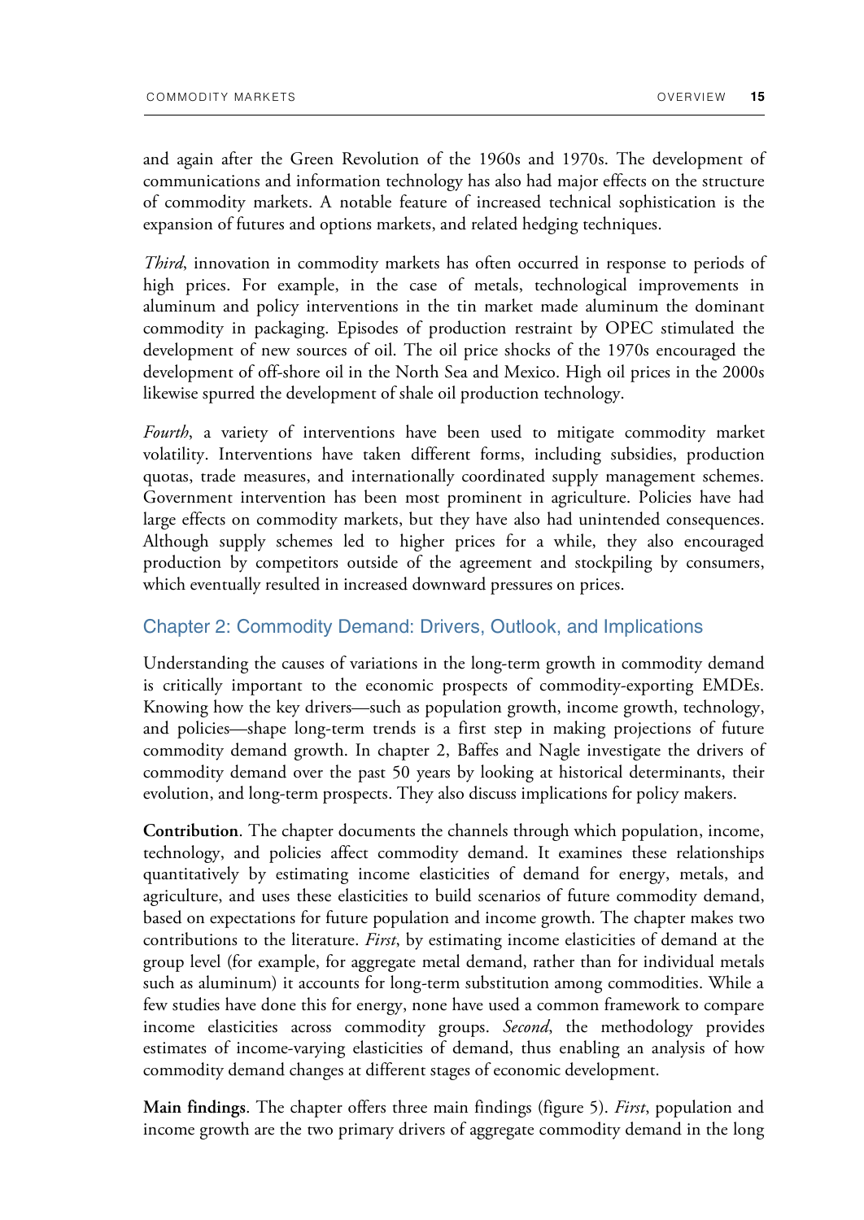and again after the Green Revolution of the 1960s and 1970s. The development of communications and information technology has also had major effects on the structure of commodity markets. A notable feature of increased technical sophistication is the expansion of futures and options markets, and related hedging techniques.

*Third*, innovation in commodity markets has often occurred in response to periods of high prices. For example, in the case of metals, technological improvements in aluminum and policy interventions in the tin market made aluminum the dominant commodity in packaging. Episodes of production restraint by OPEC stimulated the development of new sources of oil. The oil price shocks of the 1970s encouraged the development of off-shore oil in the North Sea and Mexico. High oil prices in the 2000s likewise spurred the development of shale oil production technology.

*Fourth*, a variety of interventions have been used to mitigate commodity market volatility. Interventions have taken different forms, including subsidies, production quotas, trade measures, and internationally coordinated supply management schemes. Government intervention has been most prominent in agriculture. Policies have had large effects on commodity markets, but they have also had unintended consequences. Although supply schemes led to higher prices for a while, they also encouraged production by competitors outside of the agreement and stockpiling by consumers, which eventually resulted in increased downward pressures on prices.

## Chapter 2: Commodity Demand: Drivers, Outlook, and Implications

Understanding the causes of variations in the long-term growth in commodity demand is critically important to the economic prospects of commodity-exporting EMDEs. Knowing how the key drivers—such as population growth, income growth, technology, and policies—shape long-term trends is a first step in making projections of future commodity demand growth. In chapter 2, Baffes and Nagle investigate the drivers of commodity demand over the past 50 years by looking at historical determinants, their evolution, and long-term prospects. They also discuss implications for policy makers.

**Contribution**. The chapter documents the channels through which population, income, technology, and policies affect commodity demand. It examines these relationships quantitatively by estimating income elasticities of demand for energy, metals, and agriculture, and uses these elasticities to build scenarios of future commodity demand, based on expectations for future population and income growth. The chapter makes two contributions to the literature. *First*, by estimating income elasticities of demand at the group level (for example, for aggregate metal demand, rather than for individual metals such as aluminum) it accounts for long-term substitution among commodities. While a few studies have done this for energy, none have used a common framework to compare income elasticities across commodity groups. *Second*, the methodology provides estimates of income-varying elasticities of demand, thus enabling an analysis of how commodity demand changes at different stages of economic development.

**Main findings**. The chapter offers three main findings (figure 5). *First*, population and income growth are the two primary drivers of aggregate commodity demand in the long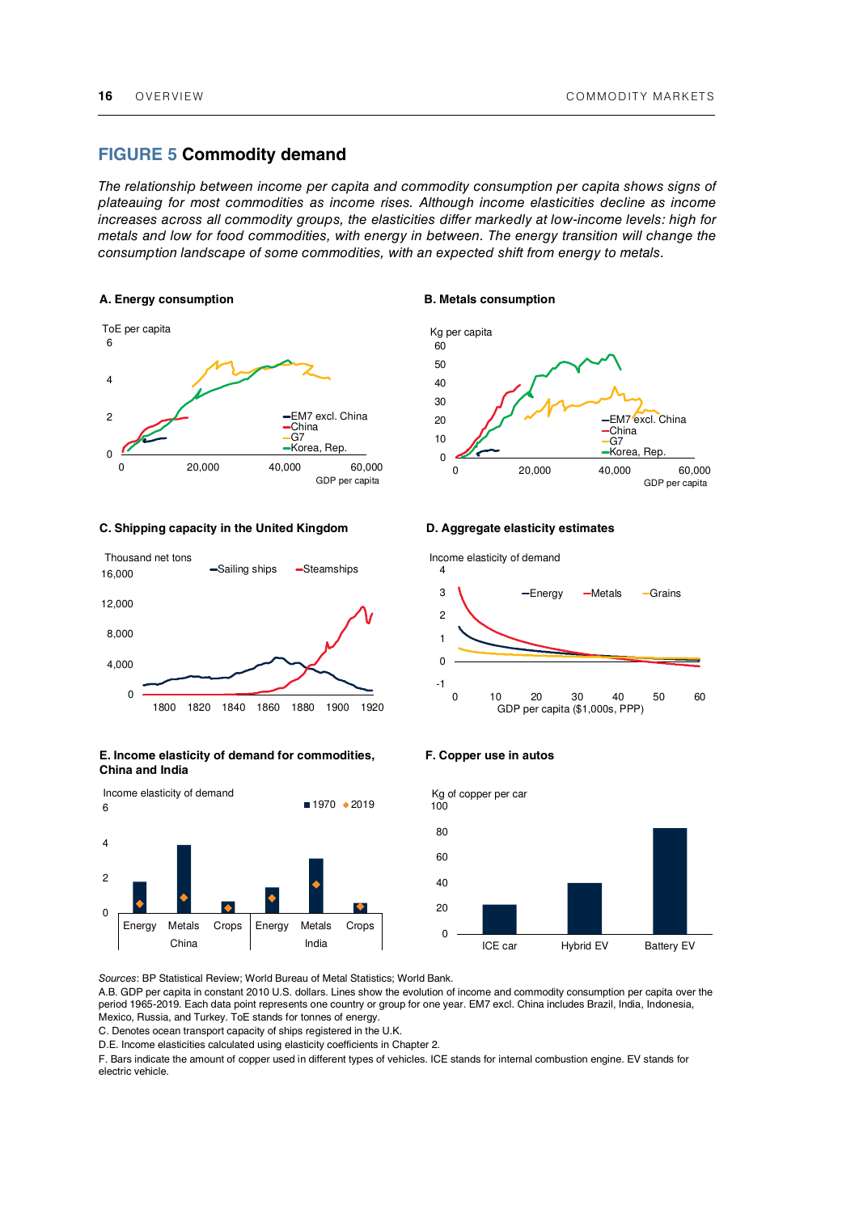## FIGURE 5 Commodity demand

*The relationship between income per capita and commodity consumption per capita shows signs of plateauing for most commodities as income rises. Although income elasticities decline as income increases across all commodity groups, the elasticities differ markedly at low-income levels: high for metals and low for food commodities, with energy in between. The energy transition will change the consumption landscape of some commodities, with an expected shift from energy to metals.*

**A. Energy consumption**

**B. Metals consumption**

**C. Shipping capacity in the United Kingdom**

**D. Aggregate elasticity estimates**

**E. Income elasticity of demand for commodities, China and India**

**F. Copper use in autos**

*Sources*: BP Statistical Review; World Bureau of Metal Statistics; World Bank.

A.B. GDP per capita in constant 2010 U.S. dollars. Lines show the evolution of income and commodity consumption per capita over the period 1965-2019. Each data point represents one country or group for one year. EM7 excl. China includes Brazil, India, Indonesia, Mexico, Russia, and Turkey. ToE stands for tonnes of energy.

C. Denotes ocean transport capacity of ships registered in the U.K.

D.E. Income elasticities calculated using elasticity coefficients in Chapter 2.

F. Bars indicate the amount of copper used in different types of vehicles. ICE stands for internal combustion engine. EV stands for electric vehicle.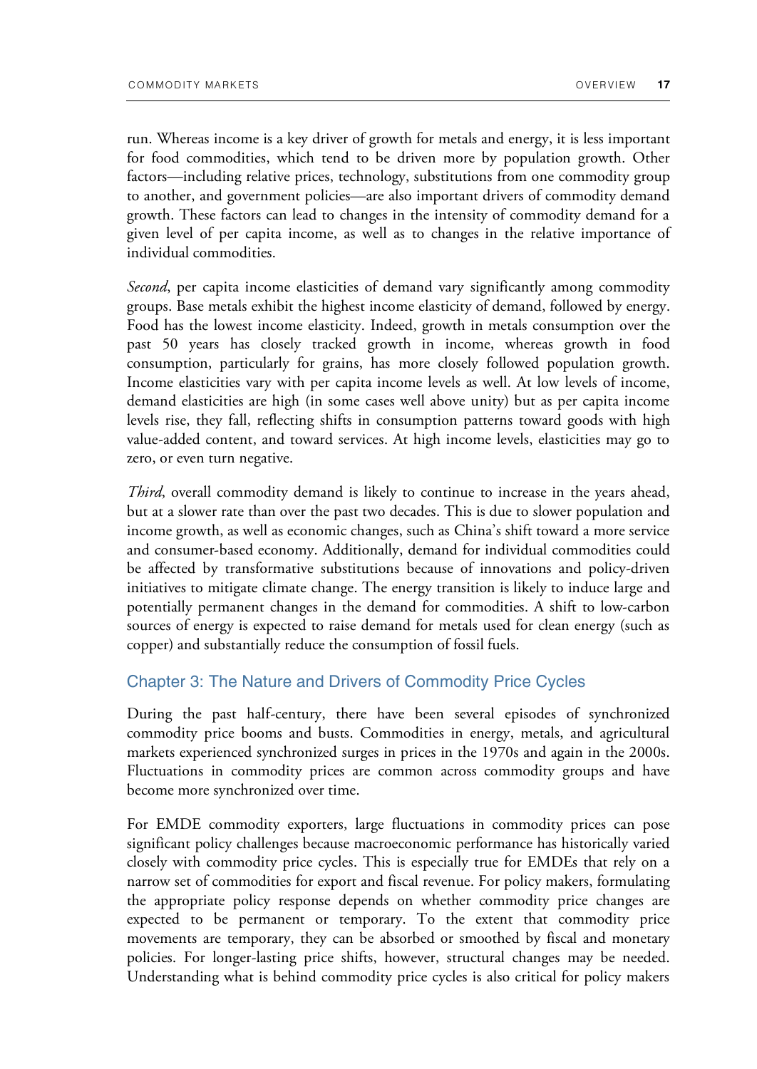run. Whereas income is a key driver of growth for metals and energy, it is less important for food commodities, which tend to be driven more by population growth. Other factors—including relative prices, technology, substitutions from one commodity group to another, and government policies—are also important drivers of commodity demand growth. These factors can lead to changes in the intensity of commodity demand for a given level of per capita income, as well as to changes in the relative importance of individual commodities.

*Second*, per capita income elasticities of demand vary significantly among commodity groups. Base metals exhibit the highest income elasticity of demand, followed by energy. Food has the lowest income elasticity. Indeed, growth in metals consumption over the past 50 years has closely tracked growth in income, whereas growth in food consumption, particularly for grains, has more closely followed population growth. Income elasticities vary with per capita income levels as well. At low levels of income, demand elasticities are high (in some cases well above unity) but as per capita income levels rise, they fall, reflecting shifts in consumption patterns toward goods with high value-added content, and toward services. At high income levels, elasticities may go to zero, or even turn negative.

*Third*, overall commodity demand is likely to continue to increase in the years ahead, but at a slower rate than over the past two decades. This is due to slower population and income growth, as well as economic changes, such as China's shift toward a more service and consumer-based economy. Additionally, demand for individual commodities could be affected by transformative substitutions because of innovations and policy-driven initiatives to mitigate climate change. The energy transition is likely to induce large and potentially permanent changes in the demand for commodities. A shift to low-carbon sources of energy is expected to raise demand for metals used for clean energy (such as copper) and substantially reduce the consumption of fossil fuels.

## Chapter 3: The Nature and Drivers of Commodity Price Cycles

During the past half-century, there have been several episodes of synchronized commodity price booms and busts. Commodities in energy, metals, and agricultural markets experienced synchronized surges in prices in the 1970s and again in the 2000s. Fluctuations in commodity prices are common across commodity groups and have become more synchronized over time.

For EMDE commodity exporters, large fluctuations in commodity prices can pose significant policy challenges because macroeconomic performance has historically varied closely with commodity price cycles. This is especially true for EMDEs that rely on a narrow set of commodities for export and fiscal revenue. For policy makers, formulating the appropriate policy response depends on whether commodity price changes are expected to be permanent or temporary. To the extent that commodity price movements are temporary, they can be absorbed or smoothed by fiscal and monetary policies. For longer-lasting price shifts, however, structural changes may be needed. Understanding what is behind commodity price cycles is also critical for policy makers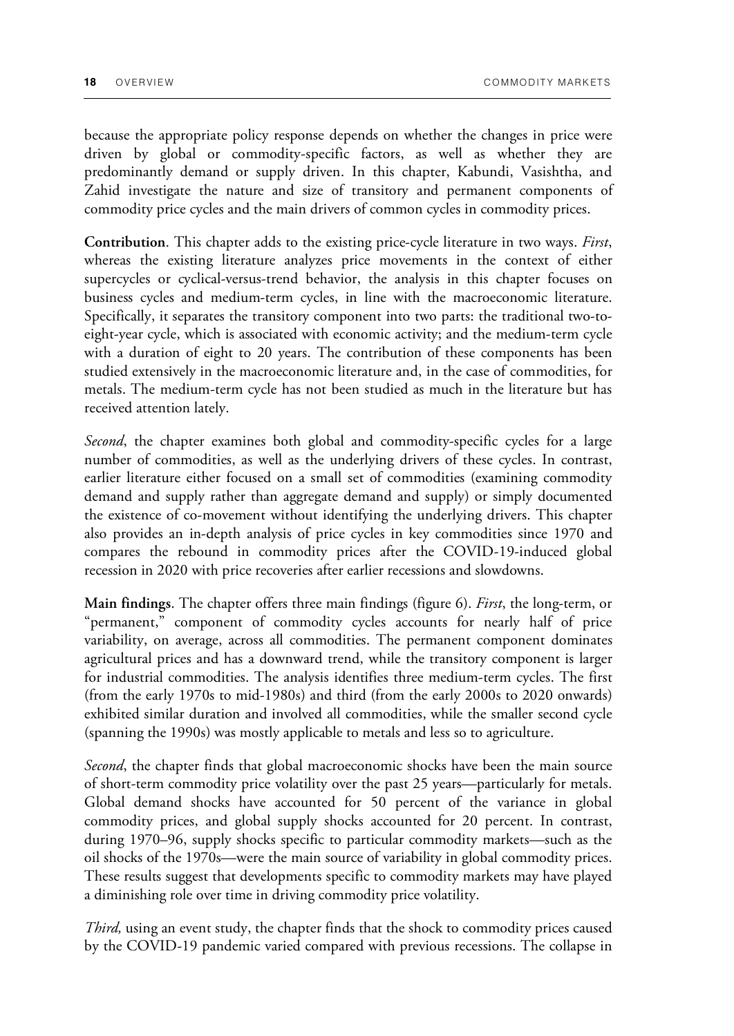because the appropriate policy response depends on whether the changes in price were driven by global or commodity-specific factors, as well as whether they are predominantly demand or supply driven. In this chapter, Kabundi, Vasishtha, and Zahid investigate the nature and size of transitory and permanent components of commodity price cycles and the main drivers of common cycles in commodity prices.

**Contribution**. This chapter adds to the existing price-cycle literature in two ways. *First*, whereas the existing literature analyzes price movements in the context of either supercycles or cyclical-versus-trend behavior, the analysis in this chapter focuses on business cycles and medium-term cycles, in line with the macroeconomic literature. Specifically, it separates the transitory component into two parts: the traditional two-to-eight-year cycle, which is associated with economic activity; and the medium-term cycle with a duration of eight to 20 years. The contribution of these components has been studied extensively in the macroeconomic literature and, in the case of commodities, for metals. The medium-term cycle has not been studied as much in the literature but has received attention lately.

*Second*, the chapter examines both global and commodity-specific cycles for a large number of commodities, as well as the underlying drivers of these cycles. In contrast, earlier literature either focused on a small set of commodities (examining commodity demand and supply rather than aggregate demand and supply) or simply documented the existence of co-movement without identifying the underlying drivers. This chapter also provides an in-depth analysis of price cycles in key commodities since 1970 and compares the rebound in commodity prices after the COVID-19-induced global recession in 2020 with price recoveries after earlier recessions and slowdowns.

**Main findings**. The chapter offers three main findings (figure 6). *First*, the long-term, or "permanent," component of commodity cycles accounts for nearly half of price variability, on average, across all commodities. The permanent component dominates agricultural prices and has a downward trend, while the transitory component is larger for industrial commodities. The analysis identifies three medium-term cycles. The first (from the early 1970s to mid-1980s) and third (from the early 2000s to 2020 onwards) exhibited similar duration and involved all commodities, while the smaller second cycle (spanning the 1990s) was mostly applicable to metals and less so to agriculture.

*Second*, the chapter finds that global macroeconomic shocks have been the main source of short-term commodity price volatility over the past 25 years—particularly for metals. Global demand shocks have accounted for 50 percent of the variance in global commodity prices, and global supply shocks accounted for 20 percent. In contrast, during 1970–96, supply shocks specific to particular commodity markets—such as the oil shocks of the 1970s—were the main source of variability in global commodity prices. These results suggest that developments specific to commodity markets may have played a diminishing role over time in driving commodity price volatility.

*Third,* using an event study, the chapter finds that the shock to commodity prices caused by the COVID-19 pandemic varied compared with previous recessions. The collapse in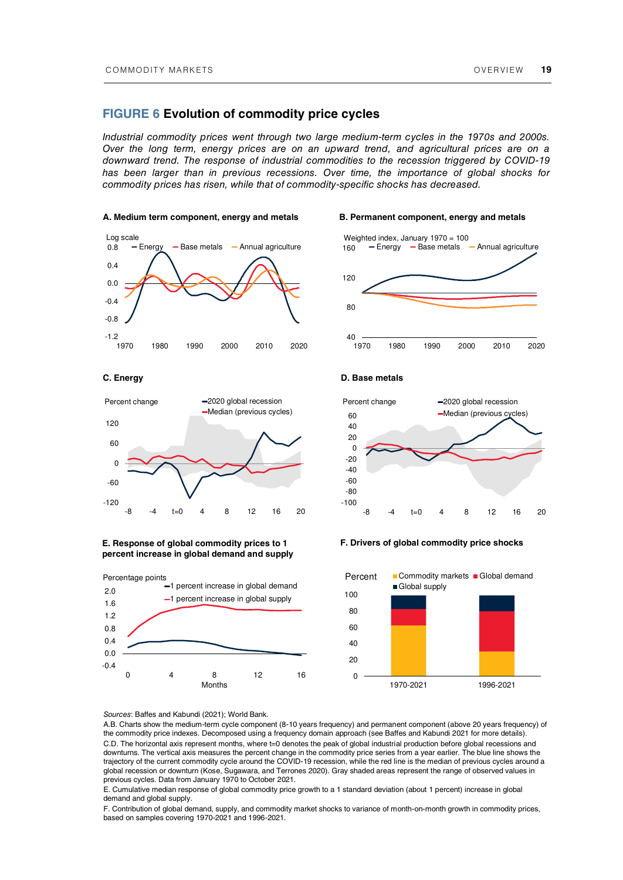## FIGURE 6 Evolution of commodity price cycles

*Industrial commodity prices went through two large medium-term cycles in the 1970s and 2000s. Over the long term, energy prices are on an upward trend, and agricultural prices are on a downward trend. The response of industrial commodities to the recession triggered by COVID-19 has been larger than in previous recessions. Over time, the importance of global shocks for commodity prices has risen, while that of commodity-specific shocks has decreased.*

**A. Medium term component, energy and metals**

**B. Permanent component, energy and metals**

**C. Energy**

**D. Base metals**

**E. Response of global commodity prices to 1 percent increase in global demand and supply**

**F. Drivers of global commodity price shocks**

*Sources*: Baffes and Kabundi (2021); World Bank.

A.B. Charts show the medium-term cycle component (8-10 years frequency) and permanent component (above 20 years frequency) of the commodity price indexes. Decomposed using a frequency domain approach (see Baffes and Kabundi 2021 for more details).

C.D. The horizontal axis represent months, where t=0 denotes the peak of global industrial production before global recessions and downturns. The vertical axis measures the percent change in the commodity price series from a year earlier. The blue line shows the trajectory of the current commodity cycle around the COVID-19 recession, while the red line is the median of previous cycles around a global recession or downturn (Kose, Sugawara, and Terrones 2020). Gray shaded areas represent the range of observed values in previous cycles. Data from January 1970 to October 2021.

E. Cumulative median response of global commodity price growth to a 1 standard deviation (about 1 percent) increase in global demand and global supply.

F. Contribution of global demand, supply, and commodity market shocks to variance of month-on-month growth in commodity prices, based on samples covering 1970-2021 and 1996-2021.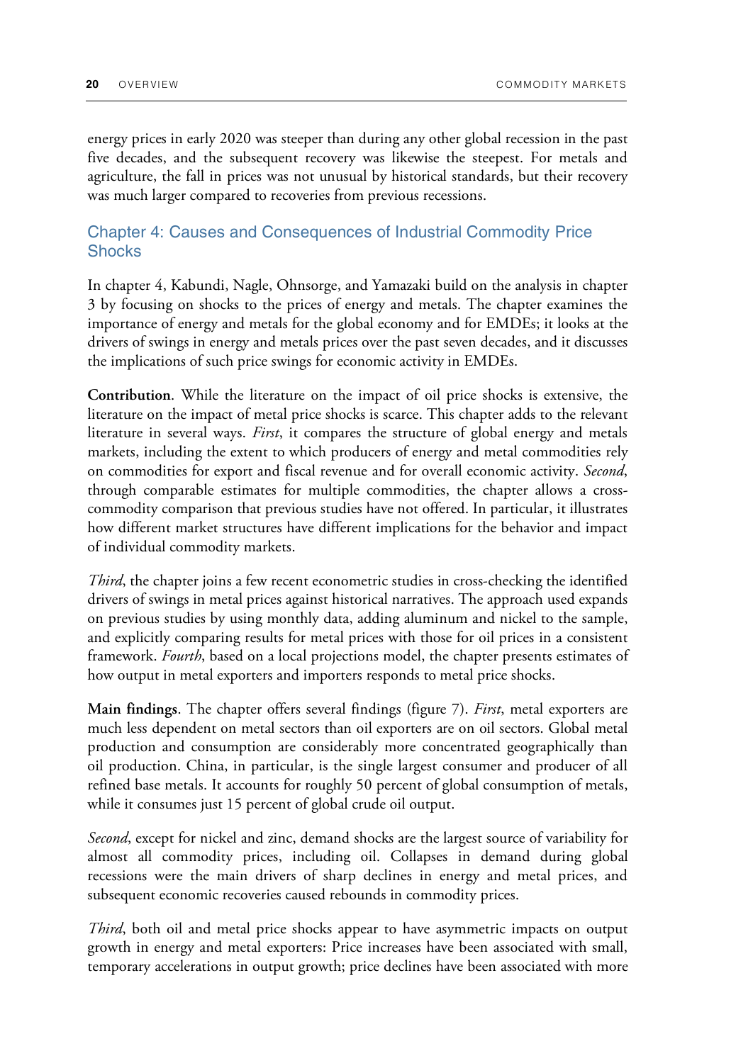energy prices in early 2020 was steeper than during any other global recession in the past five decades, and the subsequent recovery was likewise the steepest. For metals and agriculture, the fall in prices was not unusual by historical standards, but their recovery was much larger compared to recoveries from previous recessions.

## Chapter 4: Causes and Consequences of Industrial Commodity Price Shocks

In chapter 4, Kabundi, Nagle, Ohnsorge, and Yamazaki build on the analysis in chapter 3 by focusing on shocks to the prices of energy and metals. The chapter examines the importance of energy and metals for the global economy and for EMDEs; it looks at the drivers of swings in energy and metals prices over the past seven decades, and it discusses the implications of such price swings for economic activity in EMDEs.

**Contribution**. While the literature on the impact of oil price shocks is extensive, the literature on the impact of metal price shocks is scarce. This chapter adds to the relevant literature in several ways. *First*, it compares the structure of global energy and metals markets, including the extent to which producers of energy and metal commodities rely on commodities for export and fiscal revenue and for overall economic activity. *Second*, through comparable estimates for multiple commodities, the chapter allows a cross-commodity comparison that previous studies have not offered. In particular, it illustrates how different market structures have different implications for the behavior and impact of individual commodity markets.

*Third*, the chapter joins a few recent econometric studies in cross-checking the identified drivers of swings in metal prices against historical narratives. The approach used expands on previous studies by using monthly data, adding aluminum and nickel to the sample, and explicitly comparing results for metal prices with those for oil prices in a consistent framework. *Fourth*, based on a local projections model, the chapter presents estimates of how output in metal exporters and importers responds to metal price shocks.

**Main findings**. The chapter offers several findings (figure 7). *First*, metal exporters are much less dependent on metal sectors than oil exporters are on oil sectors. Global metal production and consumption are considerably more concentrated geographically than oil production. China, in particular, is the single largest consumer and producer of all refined base metals. It accounts for roughly 50 percent of global consumption of metals, while it consumes just 15 percent of global crude oil output.

*Second*, except for nickel and zinc, demand shocks are the largest source of variability for almost all commodity prices, including oil. Collapses in demand during global recessions were the main drivers of sharp declines in energy and metal prices, and subsequent economic recoveries caused rebounds in commodity prices.

*Third*, both oil and metal price shocks appear to have asymmetric impacts on output growth in energy and metal exporters: Price increases have been associated with small, temporary accelerations in output growth; price declines have been associated with more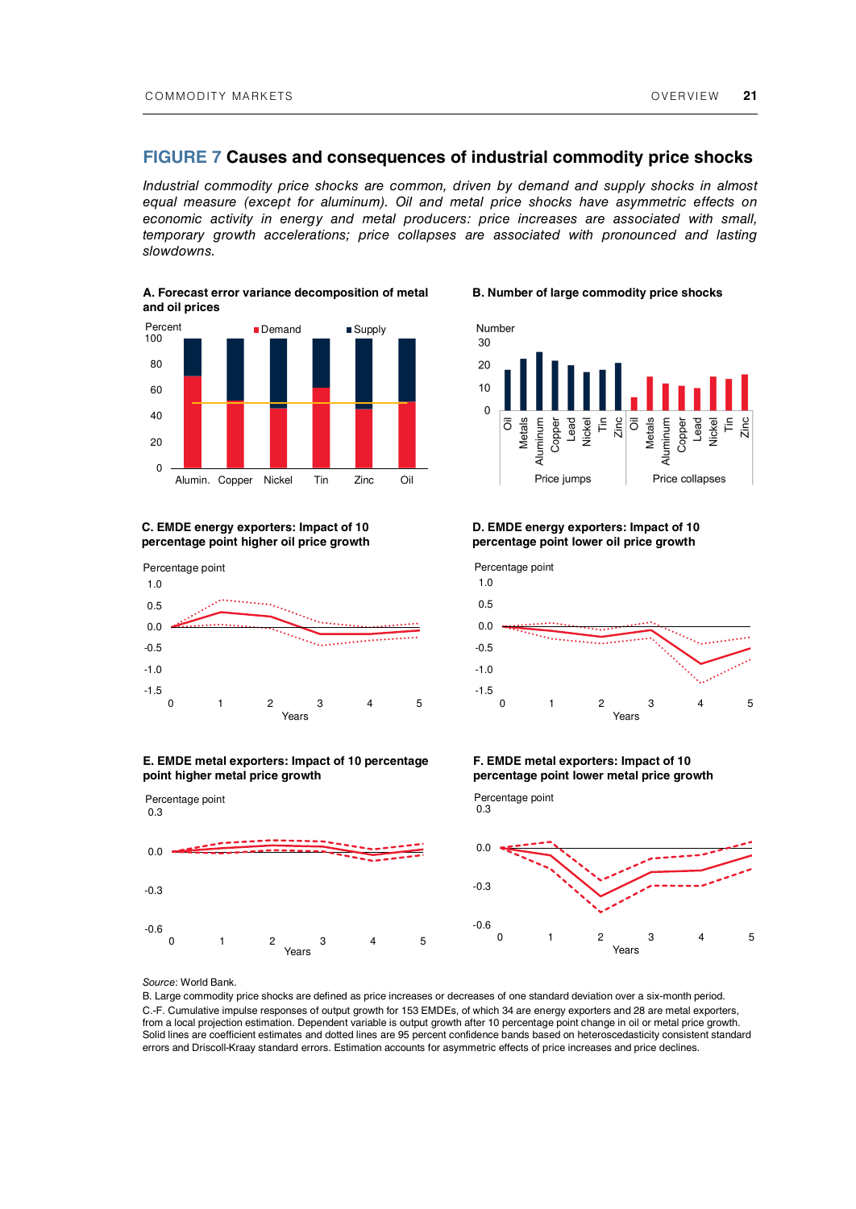## FIGURE 7 Causes and consequences of industrial commodity price shocks

*Industrial commodity price shocks are common, driven by demand and supply shocks in almost equal measure (except for aluminum). Oil and metal price shocks have asymmetric effects on economic activity in energy and metal producers: price increases are associated with small, temporary growth accelerations; price collapses are associated with pronounced and lasting slowdowns.*

**A. Forecast error variance decomposition of metal and oil prices**

**B. Number of large commodity price shocks**

**C. EMDE energy exporters: Impact of 10 percentage point higher oil price growth**

**D. EMDE energy exporters: Impact of 10 percentage point lower oil price growth**

**E. EMDE metal exporters: Impact of 10 percentage point higher metal price growth**

**F. EMDE metal exporters: Impact of 10 percentage point lower metal price growth**

*Source*: World Bank.

B. Large commodity price shocks are defined as price increases or decreases of one standard deviation over a six-month period.

C.-F. Cumulative impulse responses of output growth for 153 EMDEs, of which 34 are energy exporters and 28 are metal exporters, from a local projection estimation. Dependent variable is output growth after 10 percentage point change in oil or metal price growth. Solid lines are coefficient estimates and dotted lines are 95 percent confidence bands based on heteroscedasticity consistent standard errors and Driscoll-Kraay standard errors. Estimation accounts for asymmetric effects of price increases and price declines.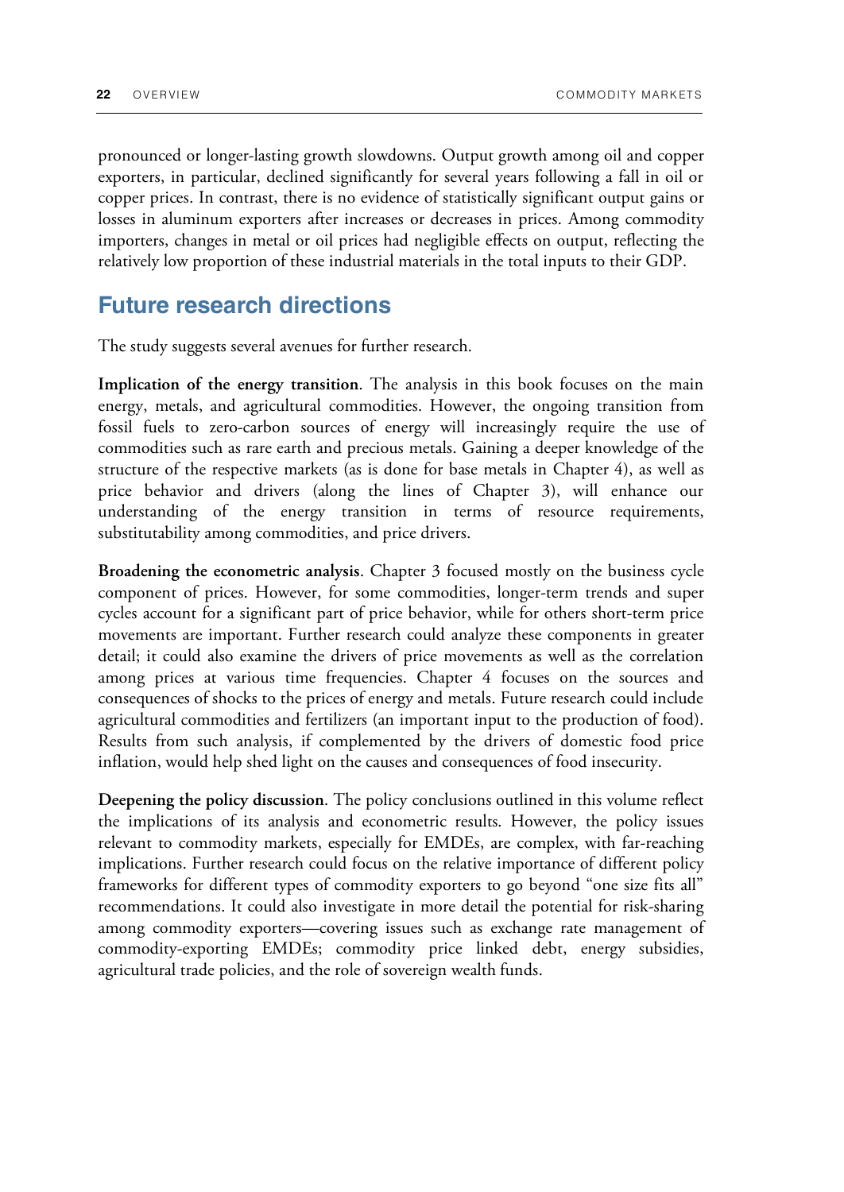pronounced or longer-lasting growth slowdowns. Output growth among oil and copper exporters, in particular, declined significantly for several years following a fall in oil or copper prices. In contrast, there is no evidence of statistically significant output gains or losses in aluminum exporters after increases or decreases in prices. Among commodity importers, changes in metal or oil prices had negligible effects on output, reflecting the relatively low proportion of these industrial materials in the total inputs to their GDP.

## Future research directions

The study suggests several avenues for further research.

**Implication of the energy transition**. The analysis in this book focuses on the main energy, metals, and agricultural commodities. However, the ongoing transition from fossil fuels to zero-carbon sources of energy will increasingly require the use of commodities such as rare earth and precious metals. Gaining a deeper knowledge of the structure of the respective markets (as is done for base metals in Chapter 4), as well as price behavior and drivers (along the lines of Chapter 3), will enhance our understanding of the energy transition in terms of resource requirements, substitutability among commodities, and price drivers.

**Broadening the econometric analysis**. Chapter 3 focused mostly on the business cycle component of prices. However, for some commodities, longer-term trends and super cycles account for a significant part of price behavior, while for others short-term price movements are important. Further research could analyze these components in greater detail; it could also examine the drivers of price movements as well as the correlation among prices at various time frequencies. Chapter 4 focuses on the sources and consequences of shocks to the prices of energy and metals. Future research could include agricultural commodities and fertilizers (an important input to the production of food). Results from such analysis, if complemented by the drivers of domestic food price inflation, would help shed light on the causes and consequences of food insecurity.

**Deepening the policy discussion**. The policy conclusions outlined in this volume reflect the implications of its analysis and econometric results. However, the policy issues relevant to commodity markets, especially for EMDEs, are complex, with far-reaching implications. Further research could focus on the relative importance of different policy frameworks for different types of commodity exporters to go beyond "one size fits all" recommendations. It could also investigate in more detail the potential for risk-sharing among commodity exporters—covering issues such as exchange rate management of commodity-exporting EMDEs; commodity price linked debt, energy subsidies, agricultural trade policies, and the role of sovereign wealth funds.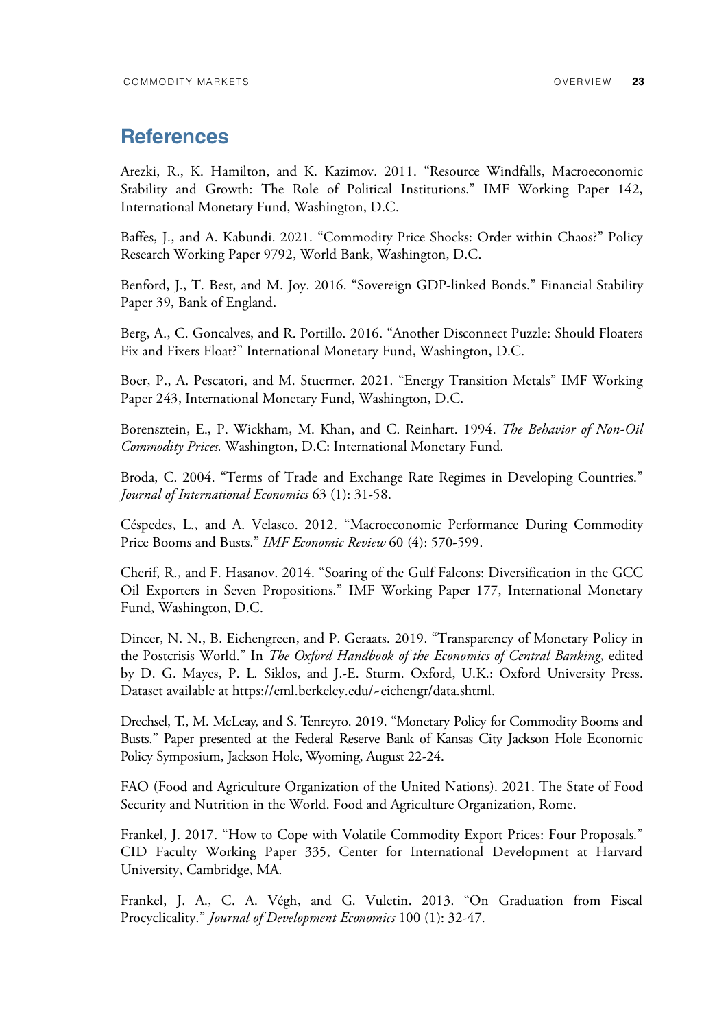## References

Arezki, R., K. Hamilton, and K. Kazimov. 2011. "Resource Windfalls, Macroeconomic Stability and Growth: The Role of Political Institutions." IMF Working Paper 142, International Monetary Fund, Washington, D.C.

Baffes, J., and A. Kabundi. 2021. "Commodity Price Shocks: Order within Chaos?" Policy Research Working Paper 9792, World Bank, Washington, D.C.

Benford, J., T. Best, and M. Joy. 2016. "Sovereign GDP-linked Bonds." Financial Stability Paper 39, Bank of England.

Berg, A., C. Goncalves, and R. Portillo. 2016. "Another Disconnect Puzzle: Should Floaters Fix and Fixers Float?" International Monetary Fund, Washington, D.C.

Boer, P., A. Pescatori, and M. Stuermer. 2021. "Energy Transition Metals" IMF Working Paper 243, International Monetary Fund, Washington, D.C.

Borensztein, E., P. Wickham, M. Khan, and C. Reinhart. 1994. *The Behavior of Non-Oil Commodity Prices.* Washington, D.C: International Monetary Fund.

Broda, C. 2004. "Terms of Trade and Exchange Rate Regimes in Developing Countries." *Journal of International Economics* 63 (1): 31-58.

Céspedes, L., and A. Velasco. 2012. "Macroeconomic Performance During Commodity Price Booms and Busts." *IMF Economic Review* 60 (4): 570-599.

Cherif, R., and F. Hasanov. 2014. "Soaring of the Gulf Falcons: Diversification in the GCC Oil Exporters in Seven Propositions." IMF Working Paper 177, International Monetary Fund, Washington, D.C.

Dincer, N. N., B. Eichengreen, and P. Geraats. 2019. "Transparency of Monetary Policy in the Postcrisis World." In *The Oxford Handbook of the Economics of Central Banking*, edited by D. G. Mayes, P. L. Siklos, and J.-E. Sturm. Oxford, U.K.: Oxford University Press. Dataset available at https://eml.berkeley.edu/~eichengr/data.shtml.

Drechsel, T., M. McLeay, and S. Tenreyro. 2019. "Monetary Policy for Commodity Booms and Busts." Paper presented at the Federal Reserve Bank of Kansas City Jackson Hole Economic Policy Symposium, Jackson Hole, Wyoming, August 22-24.

FAO (Food and Agriculture Organization of the United Nations). 2021. The State of Food Security and Nutrition in the World. Food and Agriculture Organization, Rome.

Frankel, J. 2017. "How to Cope with Volatile Commodity Export Prices: Four Proposals." CID Faculty Working Paper 335, Center for International Development at Harvard University, Cambridge, MA.

Frankel, J. A., C. A. Végh, and G. Vuletin. 2013. "On Graduation from Fiscal Procyclicality." *Journal of Development Economics* 100 (1): 32-47.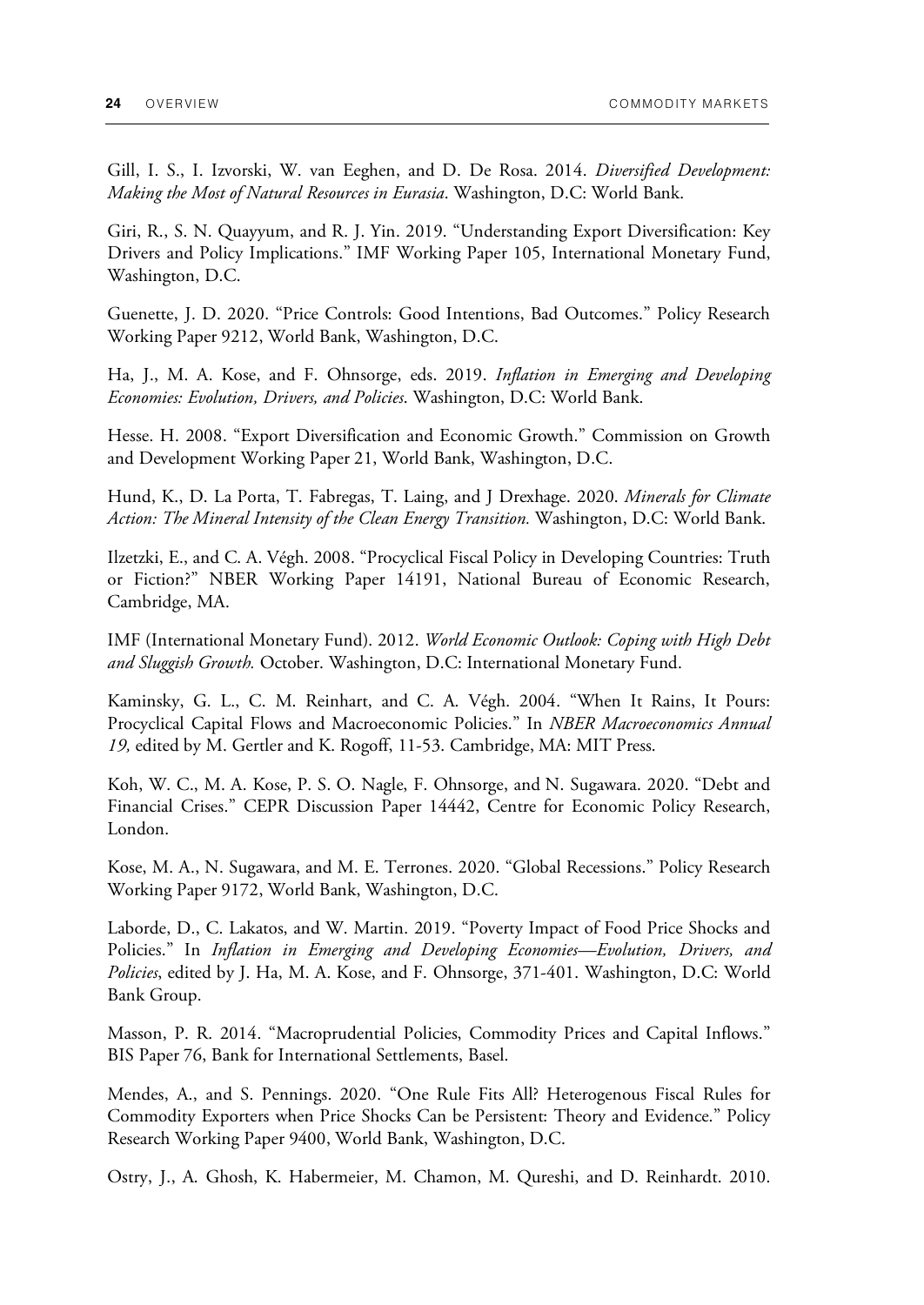Gill, I. S., I. Izvorski, W. van Eeghen, and D. De Rosa. 2014. *Diversified Development: Making the Most of Natural Resources in Eurasia*. Washington, D.C: World Bank.

Giri, R., S. N. Quayyum, and R. J. Yin. 2019. "Understanding Export Diversification: Key Drivers and Policy Implications." IMF Working Paper 105, International Monetary Fund, Washington, D.C.

Guenette, J. D. 2020. "Price Controls: Good Intentions, Bad Outcomes." Policy Research Working Paper 9212, World Bank, Washington, D.C.

Ha, J., M. A. Kose, and F. Ohnsorge, eds. 2019. *Inflation in Emerging and Developing Economies: Evolution, Drivers, and Policies*. Washington, D.C: World Bank.

Hesse. H. 2008. "Export Diversification and Economic Growth." Commission on Growth and Development Working Paper 21, World Bank, Washington, D.C.

Hund, K., D. La Porta, T. Fabregas, T. Laing, and J Drexhage. 2020. *Minerals for Climate Action: The Mineral Intensity of the Clean Energy Transition.* Washington, D.C: World Bank.

Ilzetzki, E., and C. A. Végh. 2008. "Procyclical Fiscal Policy in Developing Countries: Truth or Fiction?" NBER Working Paper 14191, National Bureau of Economic Research, Cambridge, MA.

IMF (International Monetary Fund). 2012. *World Economic Outlook: Coping with High Debt and Sluggish Growth.* October. Washington, D.C: International Monetary Fund.

Kaminsky, G. L., C. M. Reinhart, and C. A. Végh. 2004. "When It Rains, It Pours: Procyclical Capital Flows and Macroeconomic Policies." In *NBER Macroeconomics Annual 19,* edited by M. Gertler and K. Rogoff, 11-53. Cambridge, MA: MIT Press.

Koh, W. C., M. A. Kose, P. S. O. Nagle, F. Ohnsorge, and N. Sugawara. 2020. "Debt and Financial Crises." CEPR Discussion Paper 14442, Centre for Economic Policy Research, London.

Kose, M. A., N. Sugawara, and M. E. Terrones. 2020. "Global Recessions." Policy Research Working Paper 9172, World Bank, Washington, D.C.

Laborde, D., C. Lakatos, and W. Martin. 2019. "Poverty Impact of Food Price Shocks and Policies." In *Inflation in Emerging and Developing Economies—Evolution, Drivers, and Policies*, edited by J. Ha, M. A. Kose, and F. Ohnsorge, 371-401. Washington, D.C: World Bank Group.

Masson, P. R. 2014. "Macroprudential Policies, Commodity Prices and Capital Inflows." BIS Paper 76, Bank for International Settlements, Basel.

Mendes, A., and S. Pennings. 2020. "One Rule Fits All? Heterogenous Fiscal Rules for Commodity Exporters when Price Shocks Can be Persistent: Theory and Evidence." Policy Research Working Paper 9400, World Bank, Washington, D.C.

Ostry, J., A. Ghosh, K. Habermeier, M. Chamon, M. Qureshi, and D. Reinhardt. 2010.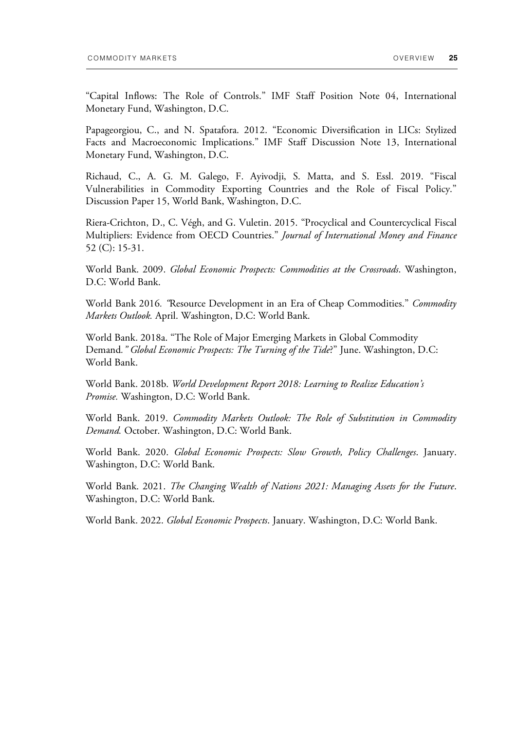"Capital Inflows: The Role of Controls." IMF Staff Position Note 04, International Monetary Fund, Washington, D.C.

Papageorgiou, C., and N. Spatafora. 2012. "Economic Diversification in LICs: Stylized Facts and Macroeconomic Implications." IMF Staff Discussion Note 13, International Monetary Fund, Washington, D.C.

Richaud, C., A. G. M. Galego, F. Ayivodji, S. Matta, and S. Essl. 2019. "Fiscal Vulnerabilities in Commodity Exporting Countries and the Role of Fiscal Policy." Discussion Paper 15, World Bank, Washington, D.C.

Riera-Crichton, D., C. Végh, and G. Vuletin. 2015. "Procyclical and Countercyclical Fiscal Multipliers: Evidence from OECD Countries." *Journal of International Money and Finance* 52 (C): 15-31.

World Bank. 2009. *Global Economic Prospects: Commodities at the Crossroads*. Washington, D.C: World Bank.

World Bank 2016*. "*Resource Development in an Era of Cheap Commodities." *Commodity Markets Outlook.* April. Washington, D.C: World Bank.

World Bank. 2018a. "The Role of Major Emerging Markets in Global Commodity Demand*." Global Economic Prospects: The Turning of the Tide*?" June. Washington, D.C: World Bank.

World Bank. 2018b. *World Development Report 2018: Learning to Realize Education's Promise.* Washington, D.C: World Bank.

World Bank. 2019. *Commodity Markets Outlook: The Role of Substitution in Commodity Demand.* October. Washington, D.C: World Bank.

World Bank. 2020. *Global Economic Prospects: Slow Growth, Policy Challenges*. January. Washington, D.C: World Bank.

World Bank. 2021. *The Changing Wealth of Nations 2021: Managing Assets for the Future*. Washington, D.C: World Bank.

World Bank. 2022. *Global Economic Prospects*. January. Washington, D.C: World Bank.